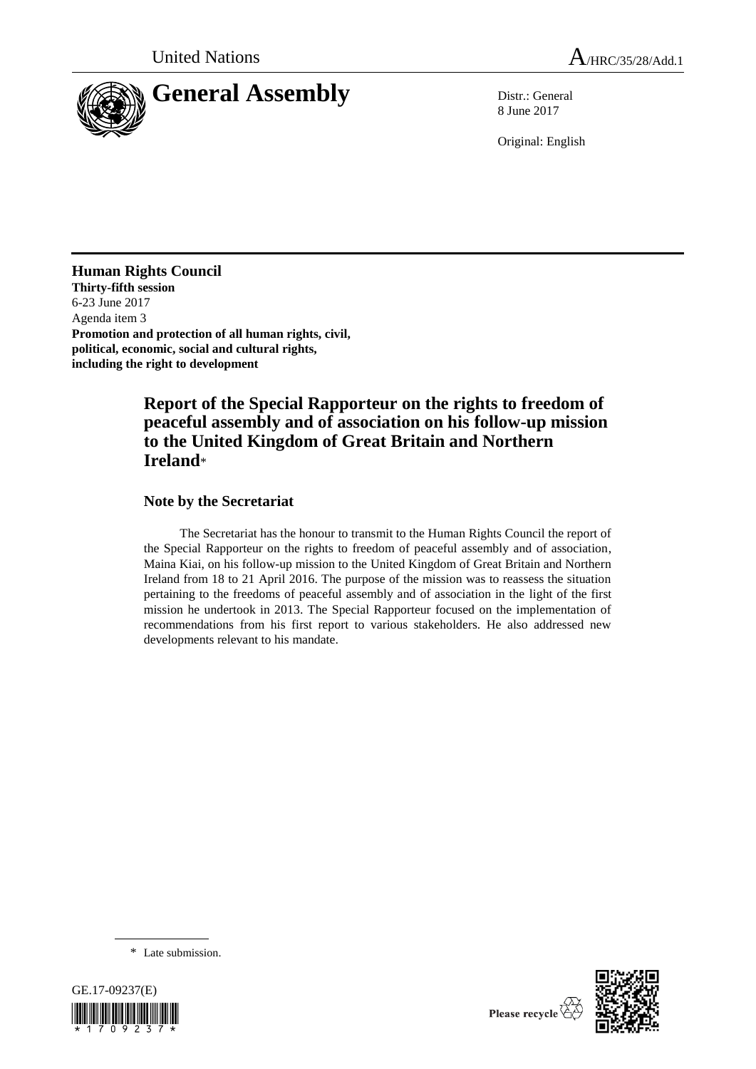United Nations

A/HRC/35/28/Add.1

# General Assembly

Distr.: General
8 June 2017

Original: English

**Human Rights Council**
**Thirty-fifth session**
6-23 June 2017
Agenda item 3
**Promotion and protection of all human rights, civil, political, economic, social and cultural rights, including the right to development**

## Report of the Special Rapporteur on the rights to freedom of peaceful assembly and of association on his follow-up mission to the United Kingdom of Great Britain and Northern Ireland*

### Note by the Secretariat

The Secretariat has the honour to transmit to the Human Rights Council the report of the Special Rapporteur on the rights to freedom of peaceful assembly and of association, Maina Kiai, on his follow-up mission to the United Kingdom of Great Britain and Northern Ireland from 18 to 21 April 2016. The purpose of the mission was to reassess the situation pertaining to the freedoms of peaceful assembly and of association in the light of the first mission he undertook in 2013. The Special Rapporteur focused on the implementation of recommendations from his first report to various stakeholders. He also addressed new developments relevant to his mandate.

\* Late submission.

GE.17-09237(E)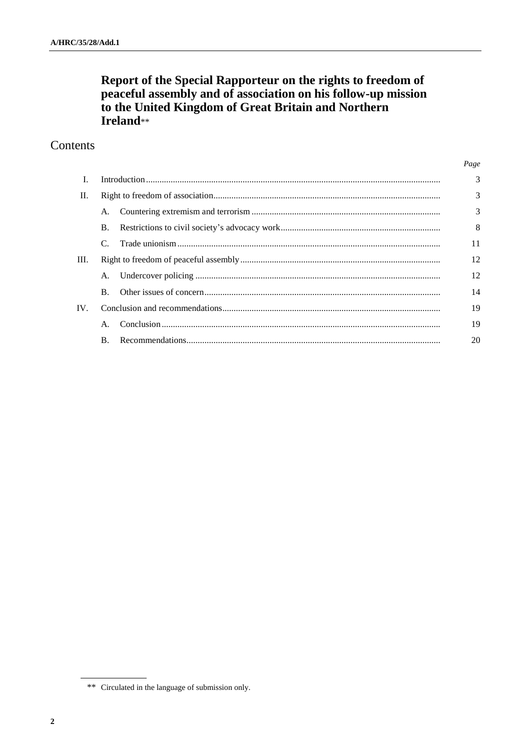# Report of the Special Rapporteur on the rights to freedom of peaceful assembly and of association on his follow-up mission to the United Kingdom of Great Britain and Northern Ireland**

## Contents

| | | | Page |
|---|---|---|---|
| I. | Introduction | | 3 |
| II. | Right to freedom of association | | 3 |
| | A. | Countering extremism and terrorism | 3 |
| | B. | Restrictions to civil society's advocacy work | 8 |
| | C. | Trade unionism | 11 |
| III. | Right to freedom of peaceful assembly | | 12 |
| | A. | Undercover policing | 12 |
| | B. | Other issues of concern | 14 |
| IV. | Conclusion and recommendations | | 19 |
| | A. | Conclusion | 19 |
| | B. | Recommendations | 20 |

** Circulated in the language of submission only.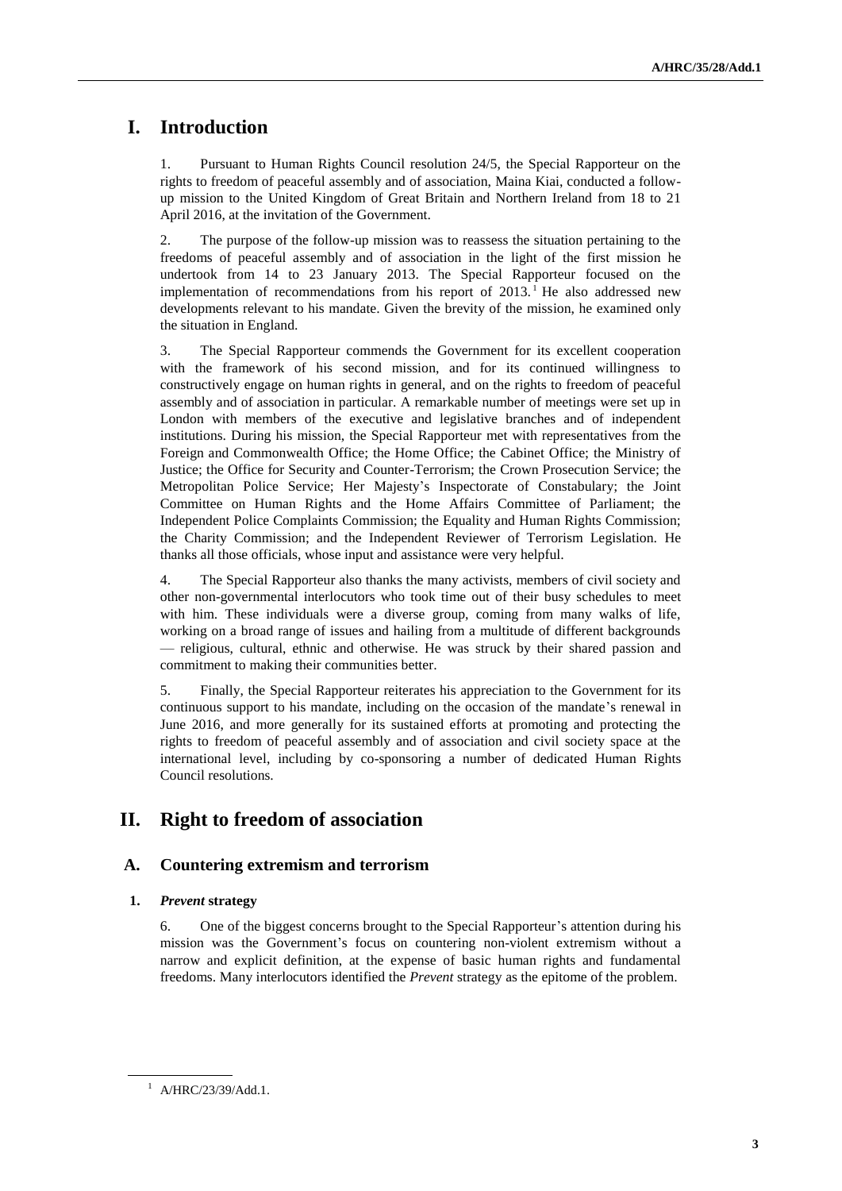# I. Introduction

1. Pursuant to Human Rights Council resolution 24/5, the Special Rapporteur on the rights to freedom of peaceful assembly and of association, Maina Kiai, conducted a follow-up mission to the United Kingdom of Great Britain and Northern Ireland from 18 to 21 April 2016, at the invitation of the Government.

2. The purpose of the follow-up mission was to reassess the situation pertaining to the freedoms of peaceful assembly and of association in the light of the first mission he undertook from 14 to 23 January 2013. The Special Rapporteur focused on the implementation of recommendations from his report of 2013.[1] He also addressed new developments relevant to his mandate. Given the brevity of the mission, he examined only the situation in England.

3. The Special Rapporteur commends the Government for its excellent cooperation with the framework of his second mission, and for its continued willingness to constructively engage on human rights in general, and on the rights to freedom of peaceful assembly and of association in particular. A remarkable number of meetings were set up in London with members of the executive and legislative branches and of independent institutions. During his mission, the Special Rapporteur met with representatives from the Foreign and Commonwealth Office; the Home Office; the Cabinet Office; the Ministry of Justice; the Office for Security and Counter-Terrorism; the Crown Prosecution Service; the Metropolitan Police Service; Her Majesty's Inspectorate of Constabulary; the Joint Committee on Human Rights and the Home Affairs Committee of Parliament; the Independent Police Complaints Commission; the Equality and Human Rights Commission; the Charity Commission; and the Independent Reviewer of Terrorism Legislation. He thanks all those officials, whose input and assistance were very helpful.

4. The Special Rapporteur also thanks the many activists, members of civil society and other non-governmental interlocutors who took time out of their busy schedules to meet with him. These individuals were a diverse group, coming from many walks of life, working on a broad range of issues and hailing from a multitude of different backgrounds — religious, cultural, ethnic and otherwise. He was struck by their shared passion and commitment to making their communities better.

5. Finally, the Special Rapporteur reiterates his appreciation to the Government for its continuous support to his mandate, including on the occasion of the mandate's renewal in June 2016, and more generally for its sustained efforts at promoting and protecting the rights to freedom of peaceful assembly and of association and civil society space at the international level, including by co-sponsoring a number of dedicated Human Rights Council resolutions.

# II. Right to freedom of association

## A. Countering extremism and terrorism

### 1. *Prevent* strategy

6. One of the biggest concerns brought to the Special Rapporteur's attention during his mission was the Government's focus on countering non-violent extremism without a narrow and explicit definition, at the expense of basic human rights and fundamental freedoms. Many interlocutors identified the *Prevent* strategy as the epitome of the problem.

[1] A/HRC/23/39/Add.1.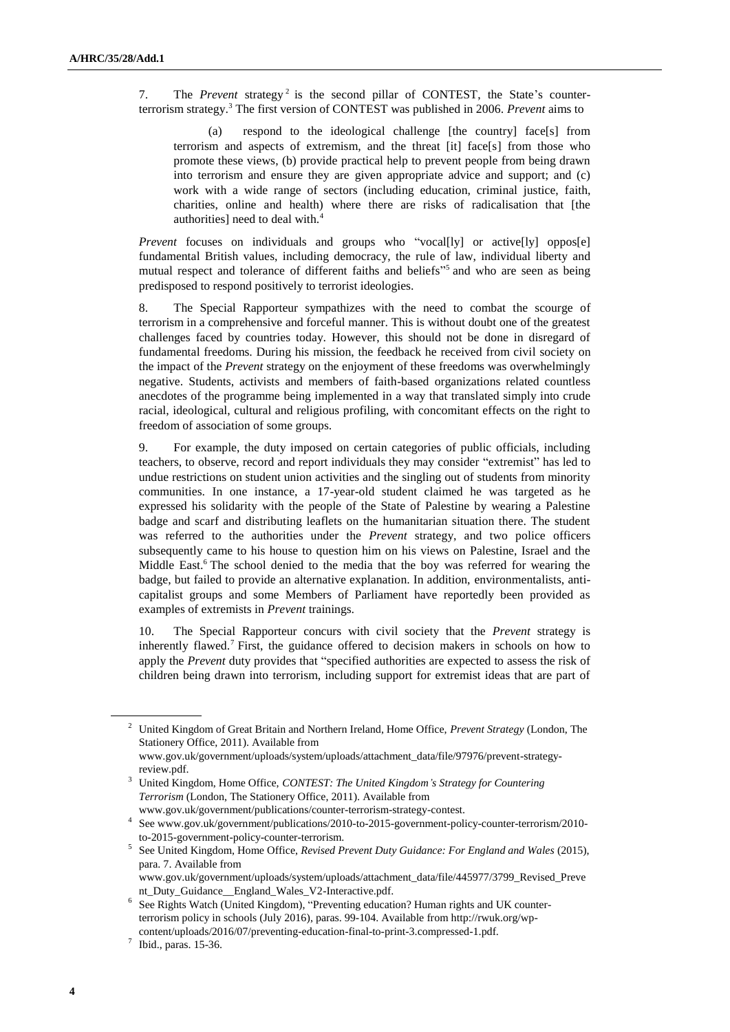7. The *Prevent* strategy[2] is the second pillar of CONTEST, the State's counter-terrorism strategy.[3] The first version of CONTEST was published in 2006. *Prevent* aims to

> (a) respond to the ideological challenge [the country] face[s] from terrorism and aspects of extremism, and the threat [it] face[s] from those who promote these views, (b) provide practical help to prevent people from being drawn into terrorism and ensure they are given appropriate advice and support; and (c) work with a wide range of sectors (including education, criminal justice, faith, charities, online and health) where there are risks of radicalisation that [the authorities] need to deal with.[4]

*Prevent* focuses on individuals and groups who "vocal[ly] or active[ly] oppos[e] fundamental British values, including democracy, the rule of law, individual liberty and mutual respect and tolerance of different faiths and beliefs"[5] and who are seen as being predisposed to respond positively to terrorist ideologies.

8. The Special Rapporteur sympathizes with the need to combat the scourge of terrorism in a comprehensive and forceful manner. This is without doubt one of the greatest challenges faced by countries today. However, this should not be done in disregard of fundamental freedoms. During his mission, the feedback he received from civil society on the impact of the *Prevent* strategy on the enjoyment of these freedoms was overwhelmingly negative. Students, activists and members of faith-based organizations related countless anecdotes of the programme being implemented in a way that translated simply into crude racial, ideological, cultural and religious profiling, with concomitant effects on the right to freedom of association of some groups.

9. For example, the duty imposed on certain categories of public officials, including teachers, to observe, record and report individuals they may consider "extremist" has led to undue restrictions on student union activities and the singling out of students from minority communities. In one instance, a 17-year-old student claimed he was targeted as he expressed his solidarity with the people of the State of Palestine by wearing a Palestine badge and scarf and distributing leaflets on the humanitarian situation there. The student was referred to the authorities under the *Prevent* strategy, and two police officers subsequently came to his house to question him on his views on Palestine, Israel and the Middle East.[6] The school denied to the media that the boy was referred for wearing the badge, but failed to provide an alternative explanation. In addition, environmentalists, anti-capitalist groups and some Members of Parliament have reportedly been provided as examples of extremists in *Prevent* trainings.

10. The Special Rapporteur concurs with civil society that the *Prevent* strategy is inherently flawed.[7] First, the guidance offered to decision makers in schools on how to apply the *Prevent* duty provides that "specified authorities are expected to assess the risk of children being drawn into terrorism, including support for extremist ideas that are part of

---

[2] United Kingdom of Great Britain and Northern Ireland, Home Office, *Prevent Strategy* (London, The Stationery Office, 2011). Available from www.gov.uk/government/uploads/system/uploads/attachment_data/file/97976/prevent-strategy-review.pdf.

[3] United Kingdom, Home Office, *CONTEST: The United Kingdom's Strategy for Countering Terrorism* (London, The Stationery Office, 2011). Available from www.gov.uk/government/publications/counter-terrorism-strategy-contest.

[4] See www.gov.uk/government/publications/2010-to-2015-government-policy-counter-terrorism/2010-to-2015-government-policy-counter-terrorism.

[5] See United Kingdom, Home Office, *Revised Prevent Duty Guidance: For England and Wales* (2015), para. 7. Available from www.gov.uk/government/uploads/system/uploads/attachment_data/file/445977/3799_Revised_Prevent_Duty_Guidance__England_Wales_V2-Interactive.pdf.

[6] See Rights Watch (United Kingdom), "Preventing education? Human rights and UK counter-terrorism policy in schools (July 2016), paras. 99-104. Available from http://rwuk.org/wp-content/uploads/2016/07/preventing-education-final-to-print-3.compressed-1.pdf.

[7] Ibid., paras. 15-36.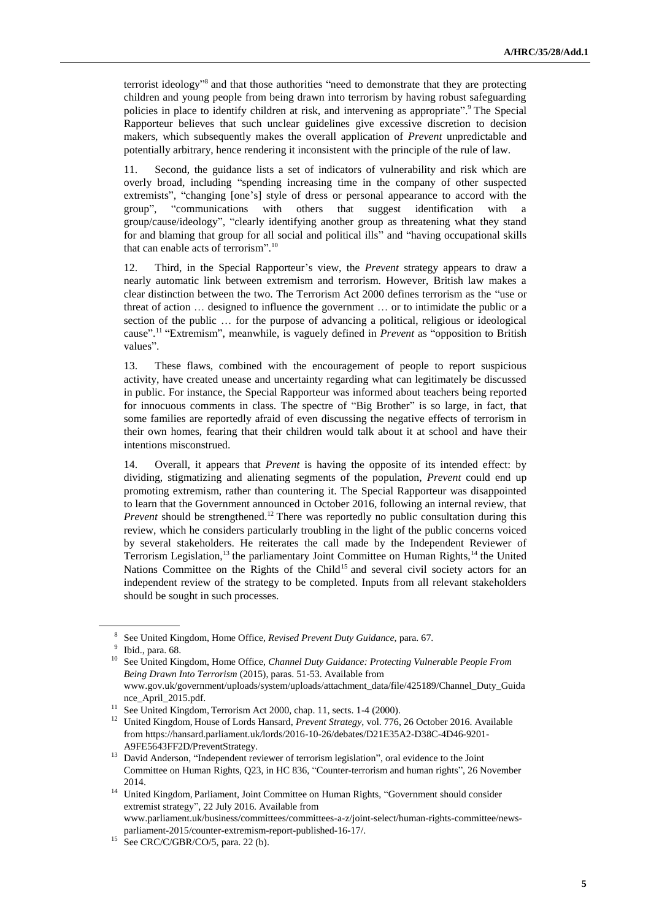terrorist ideology"[8] and that those authorities "need to demonstrate that they are protecting children and young people from being drawn into terrorism by having robust safeguarding policies in place to identify children at risk, and intervening as appropriate".[9] The Special Rapporteur believes that such unclear guidelines give excessive discretion to decision makers, which subsequently makes the overall application of *Prevent* unpredictable and potentially arbitrary, hence rendering it inconsistent with the principle of the rule of law.

11. Second, the guidance lists a set of indicators of vulnerability and risk which are overly broad, including "spending increasing time in the company of other suspected extremists", "changing [one's] style of dress or personal appearance to accord with the group", "communications with others that suggest identification with a group/cause/ideology", "clearly identifying another group as threatening what they stand for and blaming that group for all social and political ills" and "having occupational skills that can enable acts of terrorism".[10]

12. Third, in the Special Rapporteur's view, the *Prevent* strategy appears to draw a nearly automatic link between extremism and terrorism. However, British law makes a clear distinction between the two. The Terrorism Act 2000 defines terrorism as the "use or threat of action … designed to influence the government … or to intimidate the public or a section of the public … for the purpose of advancing a political, religious or ideological cause".[11] "Extremism", meanwhile, is vaguely defined in *Prevent* as "opposition to British values".

13. These flaws, combined with the encouragement of people to report suspicious activity, have created unease and uncertainty regarding what can legitimately be discussed in public. For instance, the Special Rapporteur was informed about teachers being reported for innocuous comments in class. The spectre of "Big Brother" is so large, in fact, that some families are reportedly afraid of even discussing the negative effects of terrorism in their own homes, fearing that their children would talk about it at school and have their intentions misconstrued.

14. Overall, it appears that *Prevent* is having the opposite of its intended effect: by dividing, stigmatizing and alienating segments of the population, *Prevent* could end up promoting extremism, rather than countering it. The Special Rapporteur was disappointed to learn that the Government announced in October 2016, following an internal review, that *Prevent* should be strengthened.[12] There was reportedly no public consultation during this review, which he considers particularly troubling in the light of the public concerns voiced by several stakeholders. He reiterates the call made by the Independent Reviewer of Terrorism Legislation,[13] the parliamentary Joint Committee on Human Rights,[14] the United Nations Committee on the Rights of the Child[15] and several civil society actors for an independent review of the strategy to be completed. Inputs from all relevant stakeholders should be sought in such processes.

---

[8] See United Kingdom, Home Office, *Revised Prevent Duty Guidance*, para. 67.

[9] Ibid., para. 68.

[10] See United Kingdom, Home Office, *Channel Duty Guidance: Protecting Vulnerable People From Being Drawn Into Terrorism* (2015), paras. 51-53. Available from www.gov.uk/government/uploads/system/uploads/attachment_data/file/425189/Channel_Duty_Guidance_April_2015.pdf.

[11] See United Kingdom, Terrorism Act 2000, chap. 11, sects. 1-4 (2000).

[12] United Kingdom, House of Lords Hansard, *Prevent Strategy*, vol. 776, 26 October 2016. Available from https://hansard.parliament.uk/lords/2016-10-26/debates/D21E35A2-D38C-4D46-9201-A9FE5643FF2D/PreventStrategy.

[13] David Anderson, "Independent reviewer of terrorism legislation", oral evidence to the Joint Committee on Human Rights, Q23, in HC 836, "Counter-terrorism and human rights", 26 November 2014.

[14] United Kingdom, Parliament, Joint Committee on Human Rights, "Government should consider extremist strategy", 22 July 2016. Available from www.parliament.uk/business/committees/committees-a-z/joint-select/human-rights-committee/news-parliament-2015/counter-extremism-report-published-16-17/.

[15] See CRC/C/GBR/CO/5, para. 22 (b).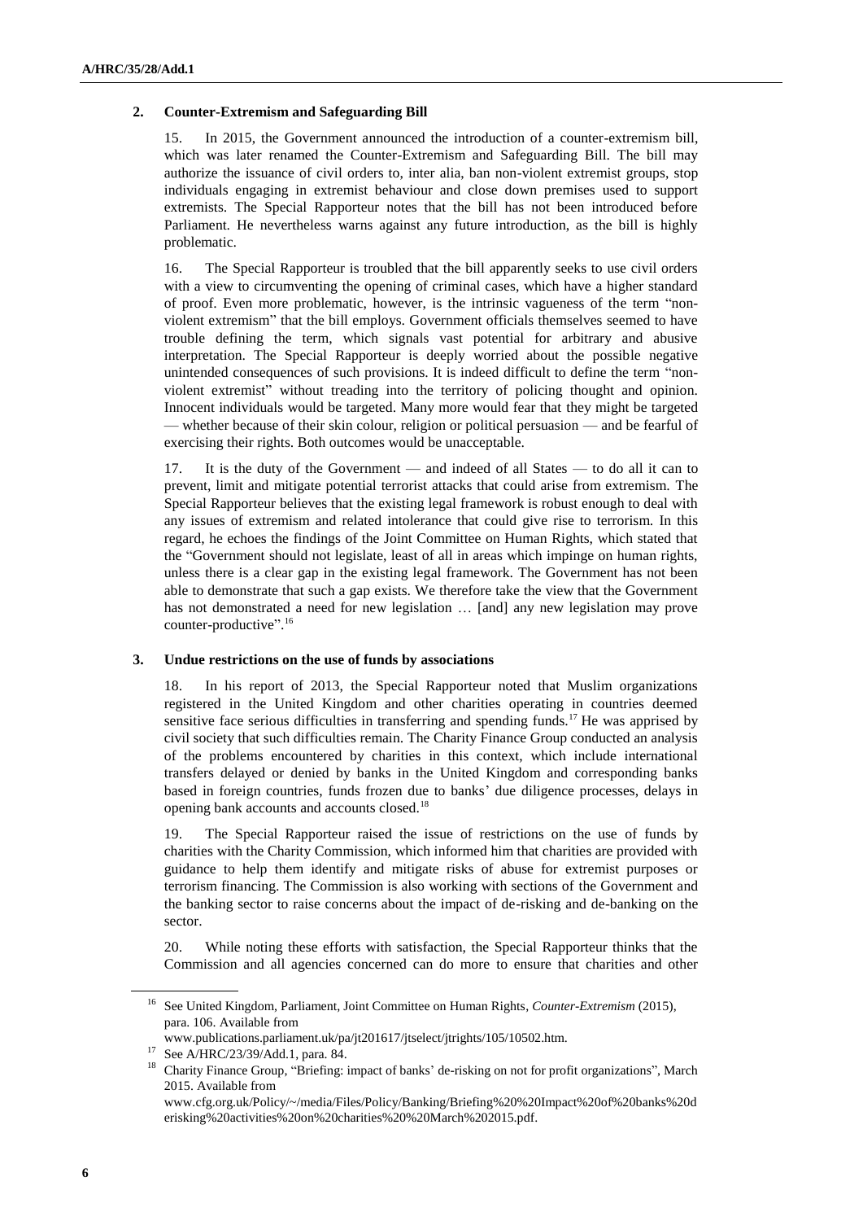### 2. Counter-Extremism and Safeguarding Bill

15. In 2015, the Government announced the introduction of a counter-extremism bill, which was later renamed the Counter-Extremism and Safeguarding Bill. The bill may authorize the issuance of civil orders to, inter alia, ban non-violent extremist groups, stop individuals engaging in extremist behaviour and close down premises used to support extremists. The Special Rapporteur notes that the bill has not been introduced before Parliament. He nevertheless warns against any future introduction, as the bill is highly problematic.

16. The Special Rapporteur is troubled that the bill apparently seeks to use civil orders with a view to circumventing the opening of criminal cases, which have a higher standard of proof. Even more problematic, however, is the intrinsic vagueness of the term "non-violent extremism" that the bill employs. Government officials themselves seemed to have trouble defining the term, which signals vast potential for arbitrary and abusive interpretation. The Special Rapporteur is deeply worried about the possible negative unintended consequences of such provisions. It is indeed difficult to define the term "non-violent extremist" without treading into the territory of policing thought and opinion. Innocent individuals would be targeted. Many more would fear that they might be targeted — whether because of their skin colour, religion or political persuasion — and be fearful of exercising their rights. Both outcomes would be unacceptable.

17. It is the duty of the Government — and indeed of all States — to do all it can to prevent, limit and mitigate potential terrorist attacks that could arise from extremism. The Special Rapporteur believes that the existing legal framework is robust enough to deal with any issues of extremism and related intolerance that could give rise to terrorism. In this regard, he echoes the findings of the Joint Committee on Human Rights, which stated that the "Government should not legislate, least of all in areas which impinge on human rights, unless there is a clear gap in the existing legal framework. The Government has not been able to demonstrate that such a gap exists. We therefore take the view that the Government has not demonstrated a need for new legislation … [and] any new legislation may prove counter-productive".[16]

### 3. Undue restrictions on the use of funds by associations

18. In his report of 2013, the Special Rapporteur noted that Muslim organizations registered in the United Kingdom and other charities operating in countries deemed sensitive face serious difficulties in transferring and spending funds.[17] He was apprised by civil society that such difficulties remain. The Charity Finance Group conducted an analysis of the problems encountered by charities in this context, which include international transfers delayed or denied by banks in the United Kingdom and corresponding banks based in foreign countries, funds frozen due to banks' due diligence processes, delays in opening bank accounts and accounts closed.[18]

19. The Special Rapporteur raised the issue of restrictions on the use of funds by charities with the Charity Commission, which informed him that charities are provided with guidance to help them identify and mitigate risks of abuse for extremist purposes or terrorism financing. The Commission is also working with sections of the Government and the banking sector to raise concerns about the impact of de-risking and de-banking on the sector.

20. While noting these efforts with satisfaction, the Special Rapporteur thinks that the Commission and all agencies concerned can do more to ensure that charities and other

---

[16] See United Kingdom, Parliament, Joint Committee on Human Rights, *Counter-Extremism* (2015), para. 106. Available from www.publications.parliament.uk/pa/jt201617/jtselect/jtrights/105/10502.htm.

[17] See A/HRC/23/39/Add.1, para. 84.

[18] Charity Finance Group, "Briefing: impact of banks' de-risking on not for profit organizations", March 2015. Available from www.cfg.org.uk/Policy/~/media/Files/Policy/Banking/Briefing%20%20Impact%20of%20banks%20derisking%20activities%20on%20charities%20%20March%202015.pdf.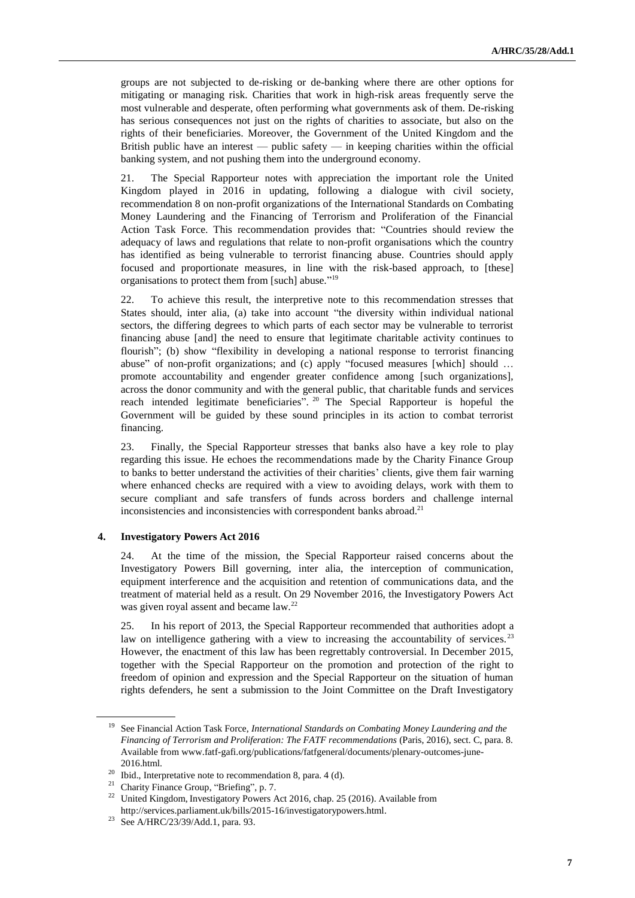groups are not subjected to de-risking or de-banking where there are other options for mitigating or managing risk. Charities that work in high-risk areas frequently serve the most vulnerable and desperate, often performing what governments ask of them. De-risking has serious consequences not just on the rights of charities to associate, but also on the rights of their beneficiaries. Moreover, the Government of the United Kingdom and the British public have an interest — public safety — in keeping charities within the official banking system, and not pushing them into the underground economy.

21. The Special Rapporteur notes with appreciation the important role the United Kingdom played in 2016 in updating, following a dialogue with civil society, recommendation 8 on non-profit organizations of the International Standards on Combating Money Laundering and the Financing of Terrorism and Proliferation of the Financial Action Task Force. This recommendation provides that: "Countries should review the adequacy of laws and regulations that relate to non-profit organisations which the country has identified as being vulnerable to terrorist financing abuse. Countries should apply focused and proportionate measures, in line with the risk-based approach, to [these] organisations to protect them from [such] abuse."[19]

22. To achieve this result, the interpretive note to this recommendation stresses that States should, inter alia, (a) take into account "the diversity within individual national sectors, the differing degrees to which parts of each sector may be vulnerable to terrorist financing abuse [and] the need to ensure that legitimate charitable activity continues to flourish"; (b) show "flexibility in developing a national response to terrorist financing abuse" of non-profit organizations; and (c) apply "focused measures [which] should … promote accountability and engender greater confidence among [such organizations], across the donor community and with the general public, that charitable funds and services reach intended legitimate beneficiaries".[20] The Special Rapporteur is hopeful the Government will be guided by these sound principles in its action to combat terrorist financing.

23. Finally, the Special Rapporteur stresses that banks also have a key role to play regarding this issue. He echoes the recommendations made by the Charity Finance Group to banks to better understand the activities of their charities' clients, give them fair warning where enhanced checks are required with a view to avoiding delays, work with them to secure compliant and safe transfers of funds across borders and challenge internal inconsistencies and inconsistencies with correspondent banks abroad.[21]

#### 4. Investigatory Powers Act 2016

24. At the time of the mission, the Special Rapporteur raised concerns about the Investigatory Powers Bill governing, inter alia, the interception of communication, equipment interference and the acquisition and retention of communications data, and the treatment of material held as a result. On 29 November 2016, the Investigatory Powers Act was given royal assent and became law.[22]

25. In his report of 2013, the Special Rapporteur recommended that authorities adopt a law on intelligence gathering with a view to increasing the accountability of services.[23] However, the enactment of this law has been regrettably controversial. In December 2015, together with the Special Rapporteur on the promotion and protection of the right to freedom of opinion and expression and the Special Rapporteur on the situation of human rights defenders, he sent a submission to the Joint Committee on the Draft Investigatory

---

[19] See Financial Action Task Force, *International Standards on Combating Money Laundering and the Financing of Terrorism and Proliferation: The FATF recommendations* (Paris, 2016), sect. C, para. 8. Available from www.fatf-gafi.org/publications/fatfgeneral/documents/plenary-outcomes-june-2016.html.

[20] Ibid., Interpretative note to recommendation 8, para. 4 (d).

[21] Charity Finance Group, "Briefing", p. 7.

[22] United Kingdom, Investigatory Powers Act 2016, chap. 25 (2016). Available from http://services.parliament.uk/bills/2015-16/investigatorypowers.html.

[23] See A/HRC/23/39/Add.1, para. 93.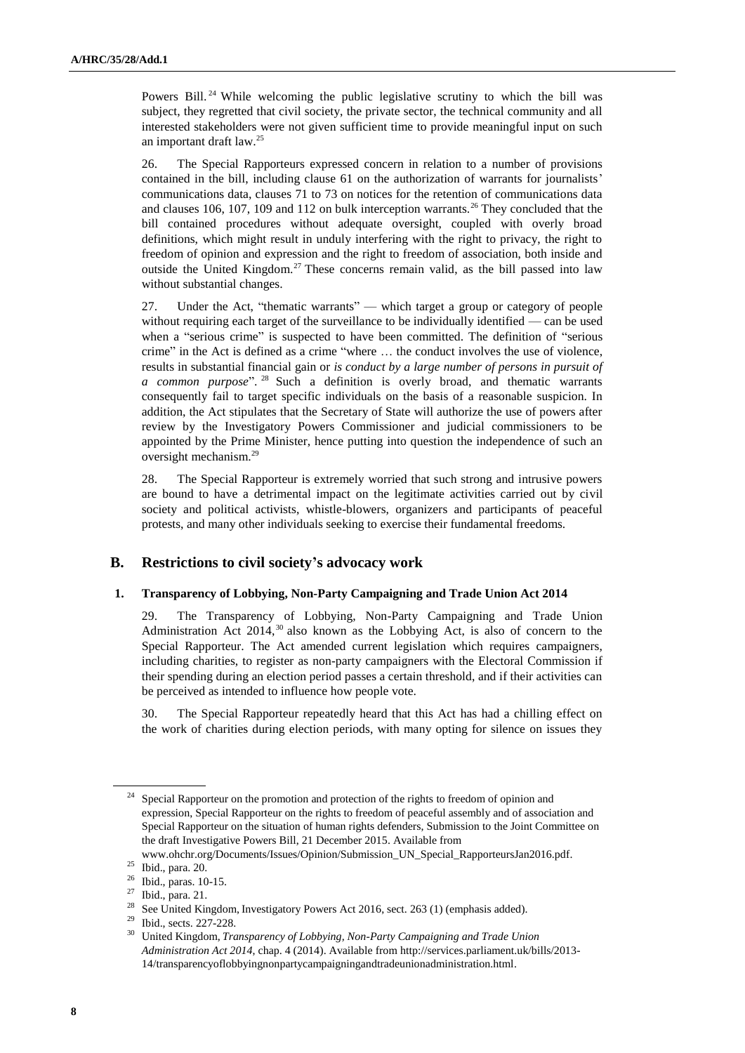Powers Bill.[24] While welcoming the public legislative scrutiny to which the bill was subject, they regretted that civil society, the private sector, the technical community and all interested stakeholders were not given sufficient time to provide meaningful input on such an important draft law.[25]

26. The Special Rapporteurs expressed concern in relation to a number of provisions contained in the bill, including clause 61 on the authorization of warrants for journalists' communications data, clauses 71 to 73 on notices for the retention of communications data and clauses 106, 107, 109 and 112 on bulk interception warrants.[26] They concluded that the bill contained procedures without adequate oversight, coupled with overly broad definitions, which might result in unduly interfering with the right to privacy, the right to freedom of opinion and expression and the right to freedom of association, both inside and outside the United Kingdom.[27] These concerns remain valid, as the bill passed into law without substantial changes.

27. Under the Act, "thematic warrants" — which target a group or category of people without requiring each target of the surveillance to be individually identified — can be used when a "serious crime" is suspected to have been committed. The definition of "serious crime" in the Act is defined as a crime "where … the conduct involves the use of violence, results in substantial financial gain or *is conduct by a large number of persons in pursuit of a common purpose*".[28] Such a definition is overly broad, and thematic warrants consequently fail to target specific individuals on the basis of a reasonable suspicion. In addition, the Act stipulates that the Secretary of State will authorize the use of powers after review by the Investigatory Powers Commissioner and judicial commissioners to be appointed by the Prime Minister, hence putting into question the independence of such an oversight mechanism.[29]

28. The Special Rapporteur is extremely worried that such strong and intrusive powers are bound to have a detrimental impact on the legitimate activities carried out by civil society and political activists, whistle-blowers, organizers and participants of peaceful protests, and many other individuals seeking to exercise their fundamental freedoms.

## B. Restrictions to civil society's advocacy work

### 1. Transparency of Lobbying, Non-Party Campaigning and Trade Union Act 2014

29. The Transparency of Lobbying, Non-Party Campaigning and Trade Union Administration Act 2014,[30] also known as the Lobbying Act, is also of concern to the Special Rapporteur. The Act amended current legislation which requires campaigners, including charities, to register as non-party campaigners with the Electoral Commission if their spending during an election period passes a certain threshold, and if their activities can be perceived as intended to influence how people vote.

30. The Special Rapporteur repeatedly heard that this Act has had a chilling effect on the work of charities during election periods, with many opting for silence on issues they

---

[24] Special Rapporteur on the promotion and protection of the rights to freedom of opinion and expression, Special Rapporteur on the rights to freedom of peaceful assembly and of association and Special Rapporteur on the situation of human rights defenders, Submission to the Joint Committee on the draft Investigative Powers Bill, 21 December 2015. Available from www.ohchr.org/Documents/Issues/Opinion/Submission_UN_Special_RapporteursJan2016.pdf.

[25] Ibid., para. 20.

[26] Ibid., paras. 10-15.

[27] Ibid., para. 21.

[28] See United Kingdom, Investigatory Powers Act 2016, sect. 263 (1) (emphasis added).

[29] Ibid., sects. 227-228.

[30] United Kingdom, *Transparency of Lobbying, Non-Party Campaigning and Trade Union Administration Act 2014*, chap. 4 (2014). Available from http://services.parliament.uk/bills/2013-14/transparencyoflobbyingnonpartycampaigningandtradeunionadministration.html.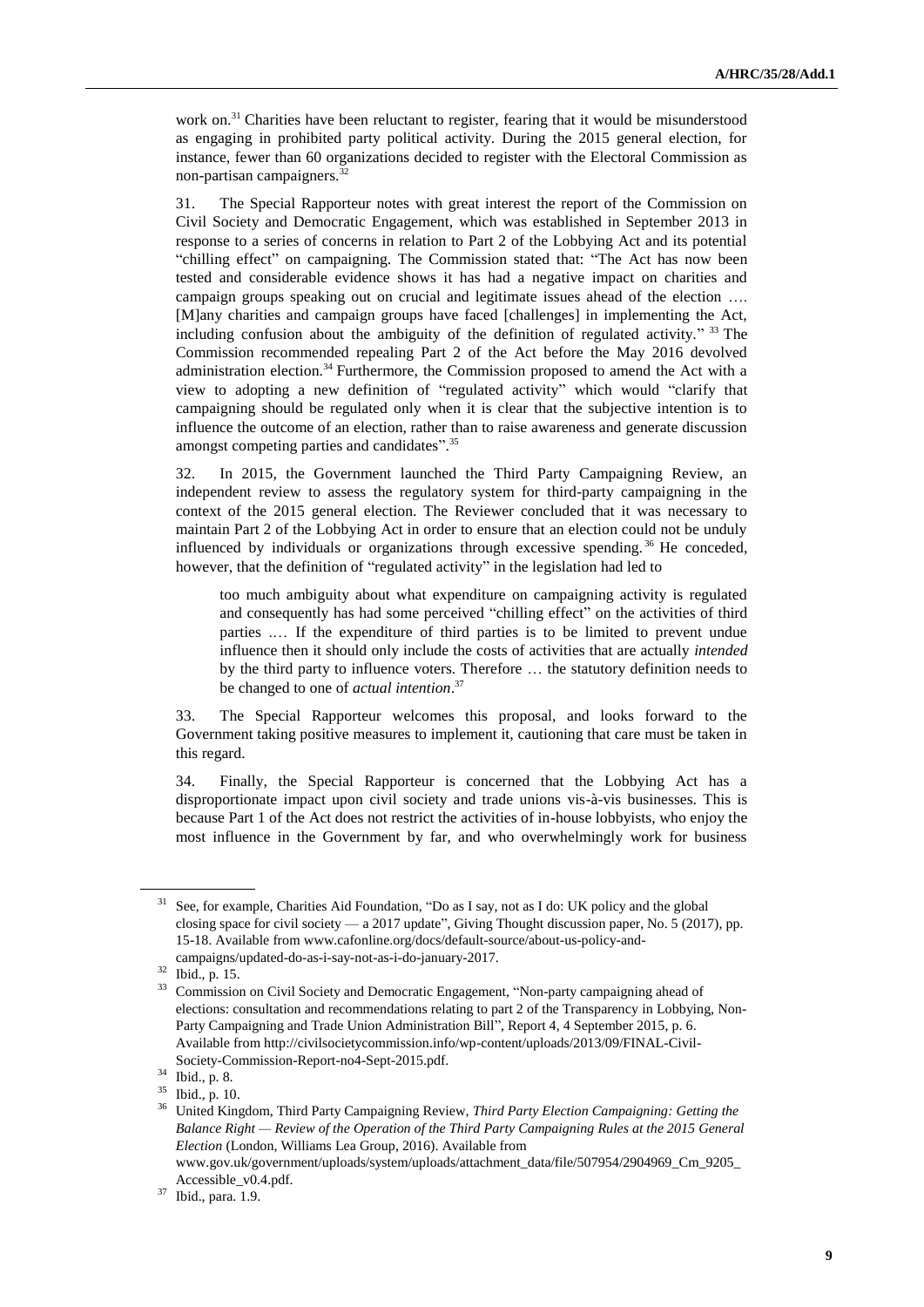work on.[31] Charities have been reluctant to register, fearing that it would be misunderstood as engaging in prohibited party political activity. During the 2015 general election, for instance, fewer than 60 organizations decided to register with the Electoral Commission as non-partisan campaigners.[32]

31. The Special Rapporteur notes with great interest the report of the Commission on Civil Society and Democratic Engagement, which was established in September 2013 in response to a series of concerns in relation to Part 2 of the Lobbying Act and its potential "chilling effect" on campaigning. The Commission stated that: "The Act has now been tested and considerable evidence shows it has had a negative impact on charities and campaign groups speaking out on crucial and legitimate issues ahead of the election …. [M]any charities and campaign groups have faced [challenges] in implementing the Act, including confusion about the ambiguity of the definition of regulated activity."[33] The Commission recommended repealing Part 2 of the Act before the May 2016 devolved administration election.[34] Furthermore, the Commission proposed to amend the Act with a view to adopting a new definition of "regulated activity" which would "clarify that campaigning should be regulated only when it is clear that the subjective intention is to influence the outcome of an election, rather than to raise awareness and generate discussion amongst competing parties and candidates".[35]

32. In 2015, the Government launched the Third Party Campaigning Review, an independent review to assess the regulatory system for third-party campaigning in the context of the 2015 general election. The Reviewer concluded that it was necessary to maintain Part 2 of the Lobbying Act in order to ensure that an election could not be unduly influenced by individuals or organizations through excessive spending.[36] He conceded, however, that the definition of "regulated activity" in the legislation had led to

> too much ambiguity about what expenditure on campaigning activity is regulated and consequently has had some perceived "chilling effect" on the activities of third parties .… If the expenditure of third parties is to be limited to prevent undue influence then it should only include the costs of activities that are actually *intended* by the third party to influence voters. Therefore … the statutory definition needs to be changed to one of *actual intention*.[37]

33. The Special Rapporteur welcomes this proposal, and looks forward to the Government taking positive measures to implement it, cautioning that care must be taken in this regard.

34. Finally, the Special Rapporteur is concerned that the Lobbying Act has a disproportionate impact upon civil society and trade unions vis-à-vis businesses. This is because Part 1 of the Act does not restrict the activities of in-house lobbyists, who enjoy the most influence in the Government by far, and who overwhelmingly work for business

---

[31] See, for example, Charities Aid Foundation, "Do as I say, not as I do: UK policy and the global closing space for civil society — a 2017 update", Giving Thought discussion paper, No. 5 (2017), pp. 15-18. Available from www.cafonline.org/docs/default-source/about-us-policy-and-campaigns/updated-do-as-i-say-not-as-i-do-january-2017.

[32] Ibid., p. 15.

[33] Commission on Civil Society and Democratic Engagement, "Non-party campaigning ahead of elections: consultation and recommendations relating to part 2 of the Transparency in Lobbying, Non-Party Campaigning and Trade Union Administration Bill", Report 4, 4 September 2015, p. 6. Available from http://civilsocietycommission.info/wp-content/uploads/2013/09/FINAL-Civil-Society-Commission-Report-no4-Sept-2015.pdf.

[34] Ibid., p. 8.

[35] Ibid., p. 10.

[36] United Kingdom, Third Party Campaigning Review, *Third Party Election Campaigning: Getting the Balance Right — Review of the Operation of the Third Party Campaigning Rules at the 2015 General Election* (London, Williams Lea Group, 2016). Available from www.gov.uk/government/uploads/system/uploads/attachment_data/file/507954/2904969_Cm_9205_Accessible_v0.4.pdf.

[37] Ibid., para. 1.9.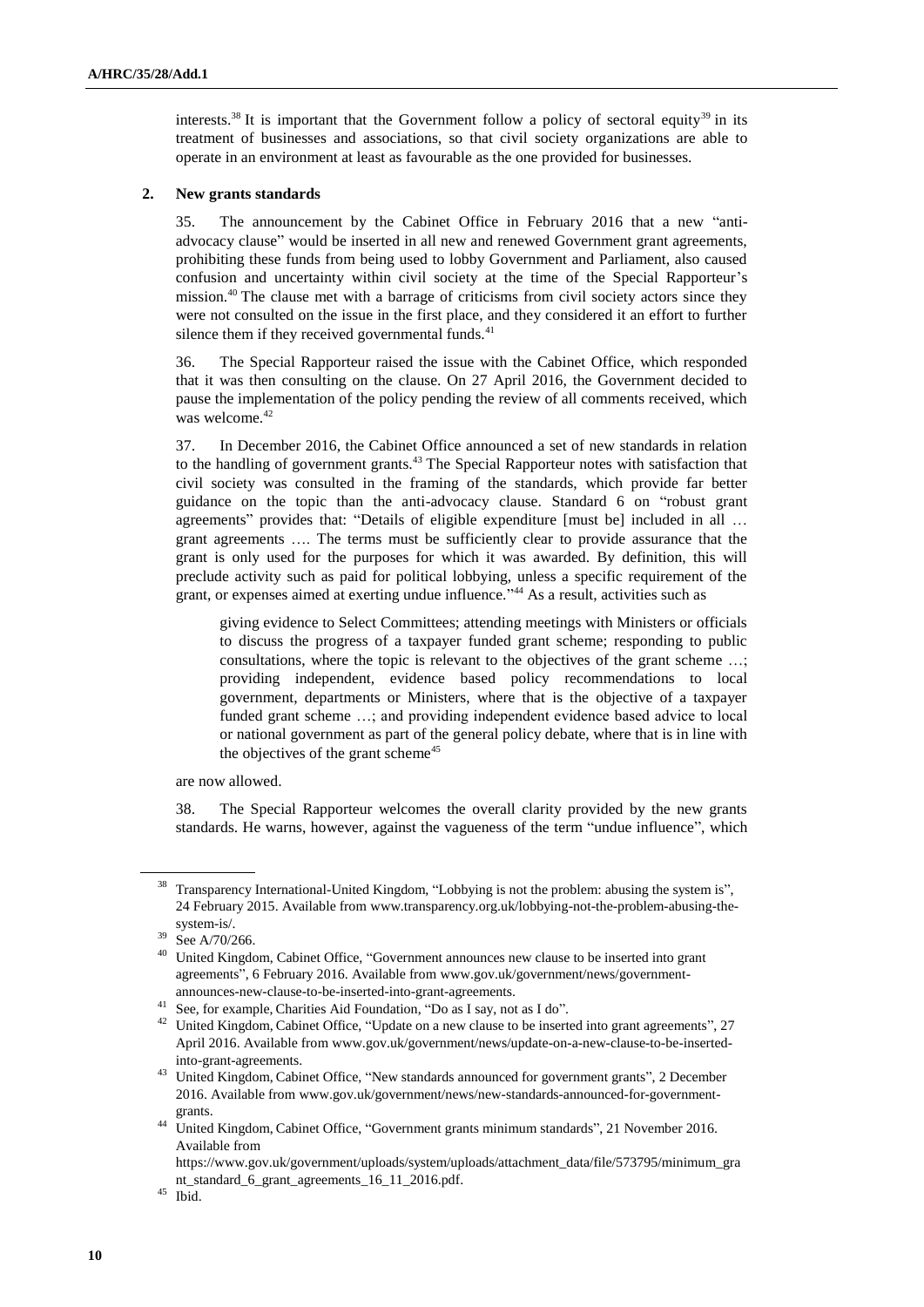interests.[38] It is important that the Government follow a policy of sectoral equity[39] in its treatment of businesses and associations, so that civil society organizations are able to operate in an environment at least as favourable as the one provided for businesses.

### 2. New grants standards

35. The announcement by the Cabinet Office in February 2016 that a new "anti-advocacy clause" would be inserted in all new and renewed Government grant agreements, prohibiting these funds from being used to lobby Government and Parliament, also caused confusion and uncertainty within civil society at the time of the Special Rapporteur's mission.[40] The clause met with a barrage of criticisms from civil society actors since they were not consulted on the issue in the first place, and they considered it an effort to further silence them if they received governmental funds.[41]

36. The Special Rapporteur raised the issue with the Cabinet Office, which responded that it was then consulting on the clause. On 27 April 2016, the Government decided to pause the implementation of the policy pending the review of all comments received, which was welcome.[42]

37. In December 2016, the Cabinet Office announced a set of new standards in relation to the handling of government grants.[43] The Special Rapporteur notes with satisfaction that civil society was consulted in the framing of the standards, which provide far better guidance on the topic than the anti-advocacy clause. Standard 6 on "robust grant agreements" provides that: "Details of eligible expenditure [must be] included in all … grant agreements …. The terms must be sufficiently clear to provide assurance that the grant is only used for the purposes for which it was awarded. By definition, this will preclude activity such as paid for political lobbying, unless a specific requirement of the grant, or expenses aimed at exerting undue influence."[44] As a result, activities such as

> giving evidence to Select Committees; attending meetings with Ministers or officials to discuss the progress of a taxpayer funded grant scheme; responding to public consultations, where the topic is relevant to the objectives of the grant scheme …; providing independent, evidence based policy recommendations to local government, departments or Ministers, where that is the objective of a taxpayer funded grant scheme …; and providing independent evidence based advice to local or national government as part of the general policy debate, where that is in line with the objectives of the grant scheme[45]

are now allowed.

38. The Special Rapporteur welcomes the overall clarity provided by the new grants standards. He warns, however, against the vagueness of the term "undue influence", which

---

[38] Transparency International-United Kingdom, "Lobbying is not the problem: abusing the system is", 24 February 2015. Available from www.transparency.org.uk/lobbying-not-the-problem-abusing-the-system-is/.

[39] See A/70/266.

[40] United Kingdom, Cabinet Office, "Government announces new clause to be inserted into grant agreements", 6 February 2016. Available from www.gov.uk/government/news/government-announces-new-clause-to-be-inserted-into-grant-agreements.

[41] See, for example, Charities Aid Foundation, "Do as I say, not as I do".

[42] United Kingdom, Cabinet Office, "Update on a new clause to be inserted into grant agreements", 27 April 2016. Available from www.gov.uk/government/news/update-on-a-new-clause-to-be-inserted-into-grant-agreements.

[43] United Kingdom, Cabinet Office, "New standards announced for government grants", 2 December 2016. Available from www.gov.uk/government/news/new-standards-announced-for-government-grants.

[44] United Kingdom, Cabinet Office, "Government grants minimum standards", 21 November 2016. Available from https://www.gov.uk/government/uploads/system/uploads/attachment_data/file/573795/minimum_grant_standard_6_grant_agreements_16_11_2016.pdf.

[45] Ibid.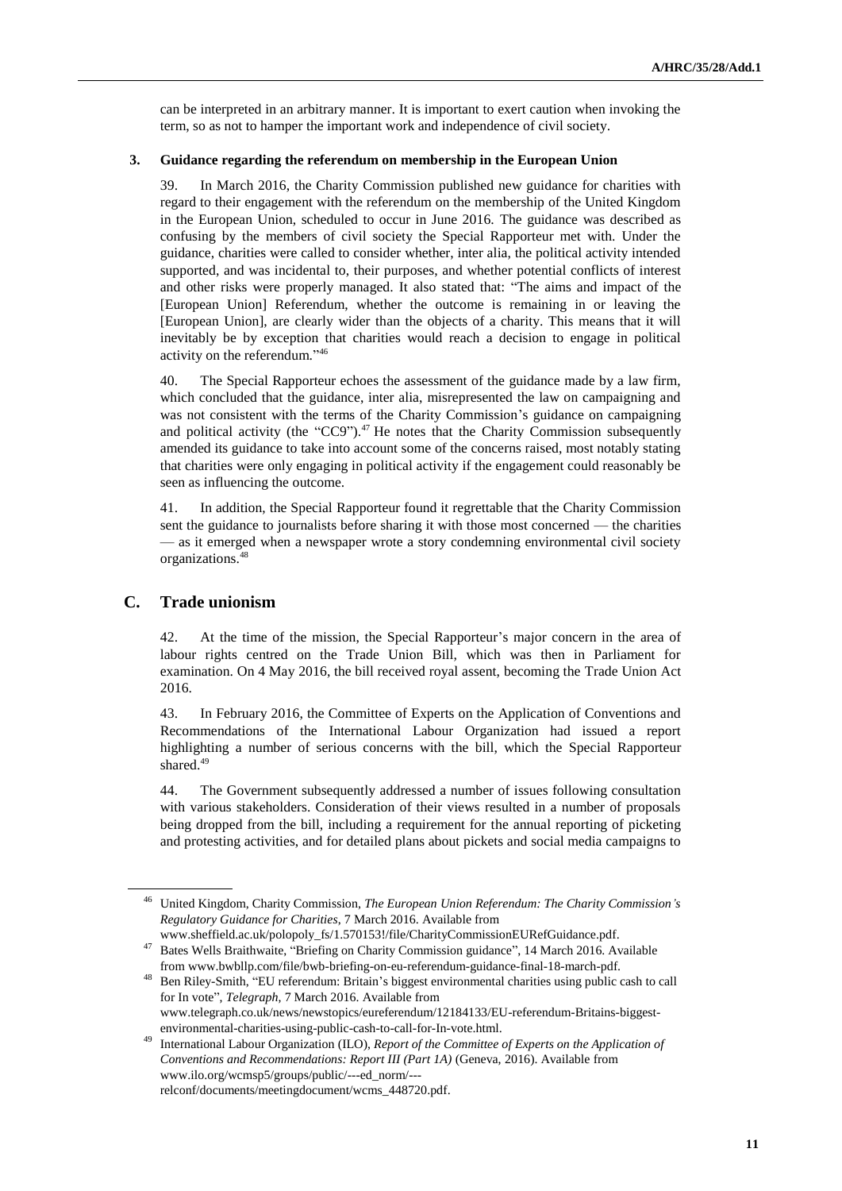can be interpreted in an arbitrary manner. It is important to exert caution when invoking the term, so as not to hamper the important work and independence of civil society.

### 3. Guidance regarding the referendum on membership in the European Union

39. In March 2016, the Charity Commission published new guidance for charities with regard to their engagement with the referendum on the membership of the United Kingdom in the European Union, scheduled to occur in June 2016. The guidance was described as confusing by the members of civil society the Special Rapporteur met with. Under the guidance, charities were called to consider whether, inter alia, the political activity intended supported, and was incidental to, their purposes, and whether potential conflicts of interest and other risks were properly managed. It also stated that: "The aims and impact of the [European Union] Referendum, whether the outcome is remaining in or leaving the [European Union], are clearly wider than the objects of a charity. This means that it will inevitably be by exception that charities would reach a decision to engage in political activity on the referendum."[46]

40. The Special Rapporteur echoes the assessment of the guidance made by a law firm, which concluded that the guidance, inter alia, misrepresented the law on campaigning and was not consistent with the terms of the Charity Commission's guidance on campaigning and political activity (the "CC9").[47] He notes that the Charity Commission subsequently amended its guidance to take into account some of the concerns raised, most notably stating that charities were only engaging in political activity if the engagement could reasonably be seen as influencing the outcome.

41. In addition, the Special Rapporteur found it regrettable that the Charity Commission sent the guidance to journalists before sharing it with those most concerned — the charities — as it emerged when a newspaper wrote a story condemning environmental civil society organizations.[48]

## C. Trade unionism

42. At the time of the mission, the Special Rapporteur's major concern in the area of labour rights centred on the Trade Union Bill, which was then in Parliament for examination. On 4 May 2016, the bill received royal assent, becoming the Trade Union Act 2016.

43. In February 2016, the Committee of Experts on the Application of Conventions and Recommendations of the International Labour Organization had issued a report highlighting a number of serious concerns with the bill, which the Special Rapporteur shared.[49]

44. The Government subsequently addressed a number of issues following consultation with various stakeholders. Consideration of their views resulted in a number of proposals being dropped from the bill, including a requirement for the annual reporting of picketing and protesting activities, and for detailed plans about pickets and social media campaigns to

---

[46] United Kingdom, Charity Commission, *The European Union Referendum: The Charity Commission's Regulatory Guidance for Charities*, 7 March 2016. Available from www.sheffield.ac.uk/polopoly_fs/1.570153!/file/CharityCommissionEURefGuidance.pdf.

[47] Bates Wells Braithwaite, "Briefing on Charity Commission guidance", 14 March 2016. Available from www.bwbllp.com/file/bwb-briefing-on-eu-referendum-guidance-final-18-march-pdf.

[48] Ben Riley-Smith, "EU referendum: Britain's biggest environmental charities using public cash to call for In vote", *Telegraph*, 7 March 2016. Available from www.telegraph.co.uk/news/newstopics/eureferendum/12184133/EU-referendum-Britains-biggest-environmental-charities-using-public-cash-to-call-for-In-vote.html.

[49] International Labour Organization (ILO), *Report of the Committee of Experts on the Application of Conventions and Recommendations: Report III (Part 1A)* (Geneva, 2016). Available from www.ilo.org/wcmsp5/groups/public/---ed_norm/---relconf/documents/meetingdocument/wcms_448720.pdf.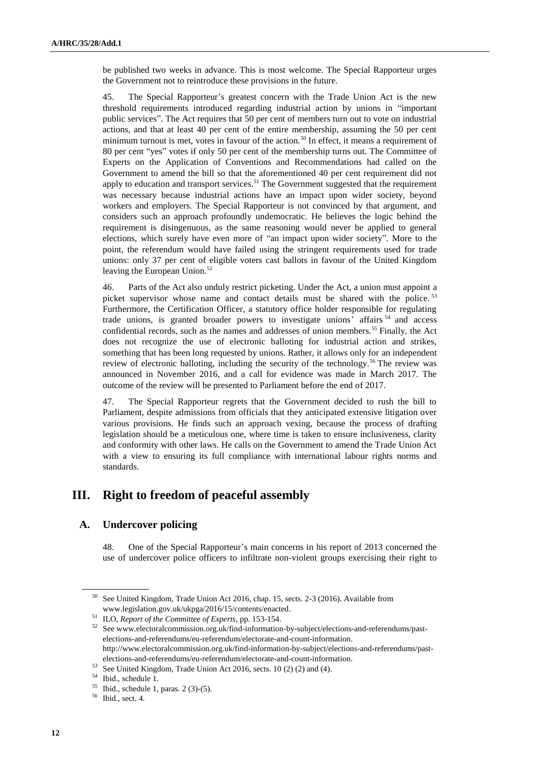be published two weeks in advance. This is most welcome. The Special Rapporteur urges the Government not to reintroduce these provisions in the future.

45. The Special Rapporteur's greatest concern with the Trade Union Act is the new threshold requirements introduced regarding industrial action by unions in "important public services". The Act requires that 50 per cent of members turn out to vote on industrial actions, and that at least 40 per cent of the entire membership, assuming the 50 per cent minimum turnout is met, votes in favour of the action.[50] In effect, it means a requirement of 80 per cent "yes" votes if only 50 per cent of the membership turns out. The Committee of Experts on the Application of Conventions and Recommendations had called on the Government to amend the bill so that the aforementioned 40 per cent requirement did not apply to education and transport services.[51] The Government suggested that the requirement was necessary because industrial actions have an impact upon wider society, beyond workers and employers. The Special Rapporteur is not convinced by that argument, and considers such an approach profoundly undemocratic. He believes the logic behind the requirement is disingenuous, as the same reasoning would never be applied to general elections, which surely have even more of "an impact upon wider society". More to the point, the referendum would have failed using the stringent requirements used for trade unions: only 37 per cent of eligible voters cast ballots in favour of the United Kingdom leaving the European Union.[52]

46. Parts of the Act also unduly restrict picketing. Under the Act, a union must appoint a picket supervisor whose name and contact details must be shared with the police.[53] Furthermore, the Certification Officer, a statutory office holder responsible for regulating trade unions, is granted broader powers to investigate unions' affairs[54] and access confidential records, such as the names and addresses of union members.[55] Finally, the Act does not recognize the use of electronic balloting for industrial action and strikes, something that has been long requested by unions. Rather, it allows only for an independent review of electronic balloting, including the security of the technology.[56] The review was announced in November 2016, and a call for evidence was made in March 2017. The outcome of the review will be presented to Parliament before the end of 2017.

47. The Special Rapporteur regrets that the Government decided to rush the bill to Parliament, despite admissions from officials that they anticipated extensive litigation over various provisions. He finds such an approach vexing, because the process of drafting legislation should be a meticulous one, where time is taken to ensure inclusiveness, clarity and conformity with other laws. He calls on the Government to amend the Trade Union Act with a view to ensuring its full compliance with international labour rights norms and standards.

# III. Right to freedom of peaceful assembly

## A. Undercover policing

48. One of the Special Rapporteur's main concerns in his report of 2013 concerned the use of undercover police officers to infiltrate non-violent groups exercising their right to

---

[50] See United Kingdom, Trade Union Act 2016, chap. 15, sects. 2-3 (2016). Available from www.legislation.gov.uk/ukpga/2016/15/contents/enacted.

[51] ILO, *Report of the Committee of Experts*, pp. 153-154.

[52] See www.electoralcommission.org.uk/find-information-by-subject/elections-and-referendums/past-elections-and-referendums/eu-referendum/electorate-and-count-information. http://www.electoralcommission.org.uk/find-information-by-subject/elections-and-referendums/past-elections-and-referendums/eu-referendum/electorate-and-count-information.

[53] See United Kingdom, Trade Union Act 2016, sects. 10 (2) (2) and (4).

[54] Ibid., schedule 1.

[55] Ibid., schedule 1, paras. 2 (3)-(5).

[56] Ibid., sect. 4.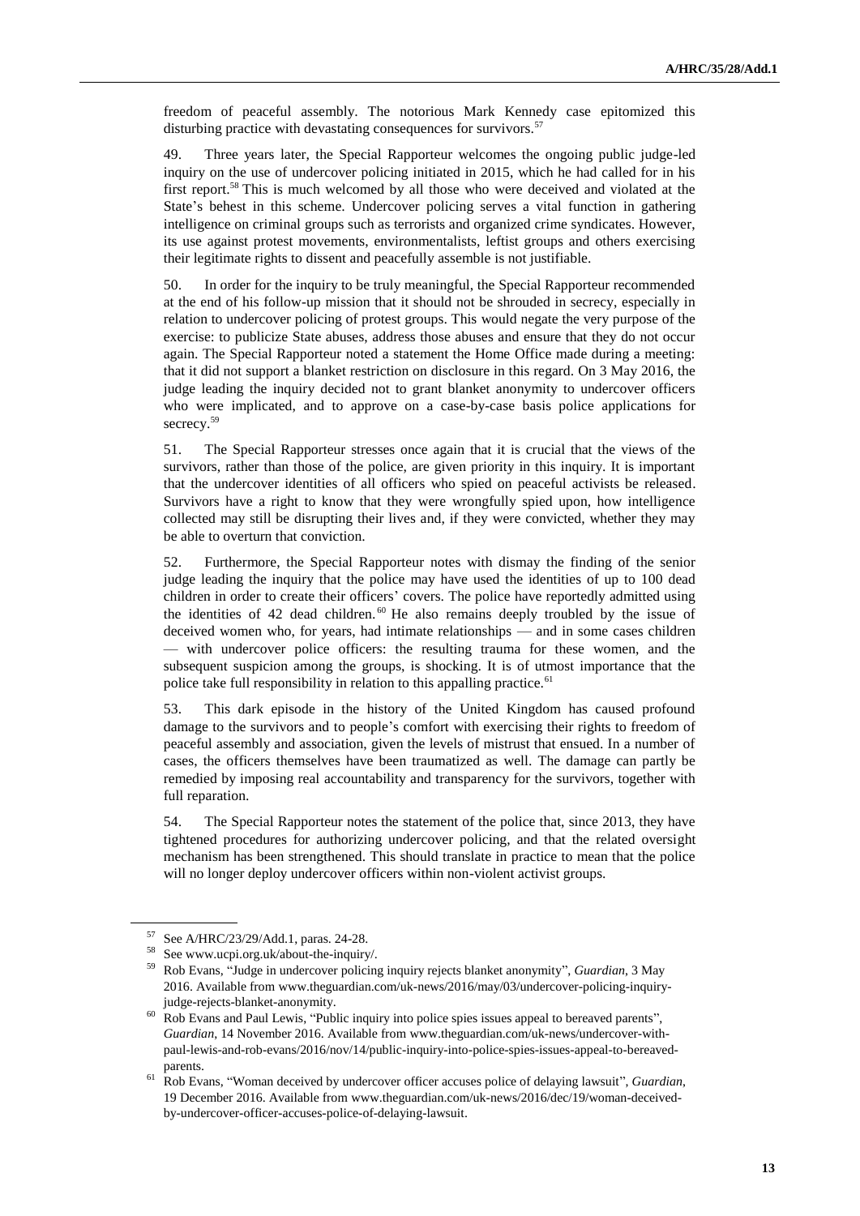freedom of peaceful assembly. The notorious Mark Kennedy case epitomized this disturbing practice with devastating consequences for survivors.[57]

49. Three years later, the Special Rapporteur welcomes the ongoing public judge-led inquiry on the use of undercover policing initiated in 2015, which he had called for in his first report.[58] This is much welcomed by all those who were deceived and violated at the State's behest in this scheme. Undercover policing serves a vital function in gathering intelligence on criminal groups such as terrorists and organized crime syndicates. However, its use against protest movements, environmentalists, leftist groups and others exercising their legitimate rights to dissent and peacefully assemble is not justifiable.

50. In order for the inquiry to be truly meaningful, the Special Rapporteur recommended at the end of his follow-up mission that it should not be shrouded in secrecy, especially in relation to undercover policing of protest groups. This would negate the very purpose of the exercise: to publicize State abuses, address those abuses and ensure that they do not occur again. The Special Rapporteur noted a statement the Home Office made during a meeting: that it did not support a blanket restriction on disclosure in this regard. On 3 May 2016, the judge leading the inquiry decided not to grant blanket anonymity to undercover officers who were implicated, and to approve on a case-by-case basis police applications for secrecy.[59]

51. The Special Rapporteur stresses once again that it is crucial that the views of the survivors, rather than those of the police, are given priority in this inquiry. It is important that the undercover identities of all officers who spied on peaceful activists be released. Survivors have a right to know that they were wrongfully spied upon, how intelligence collected may still be disrupting their lives and, if they were convicted, whether they may be able to overturn that conviction.

52. Furthermore, the Special Rapporteur notes with dismay the finding of the senior judge leading the inquiry that the police may have used the identities of up to 100 dead children in order to create their officers' covers. The police have reportedly admitted using the identities of 42 dead children.[60] He also remains deeply troubled by the issue of deceived women who, for years, had intimate relationships — and in some cases children — with undercover police officers: the resulting trauma for these women, and the subsequent suspicion among the groups, is shocking. It is of utmost importance that the police take full responsibility in relation to this appalling practice.[61]

53. This dark episode in the history of the United Kingdom has caused profound damage to the survivors and to people's comfort with exercising their rights to freedom of peaceful assembly and association, given the levels of mistrust that ensued. In a number of cases, the officers themselves have been traumatized as well. The damage can partly be remedied by imposing real accountability and transparency for the survivors, together with full reparation.

54. The Special Rapporteur notes the statement of the police that, since 2013, they have tightened procedures for authorizing undercover policing, and that the related oversight mechanism has been strengthened. This should translate in practice to mean that the police will no longer deploy undercover officers within non-violent activist groups.

---

[57] See A/HRC/23/29/Add.1, paras. 24-28.

[58] See www.ucpi.org.uk/about-the-inquiry/.

[59] Rob Evans, "Judge in undercover policing inquiry rejects blanket anonymity", *Guardian*, 3 May 2016. Available from www.theguardian.com/uk-news/2016/may/03/undercover-policing-inquiry-judge-rejects-blanket-anonymity.

[60] Rob Evans and Paul Lewis, "Public inquiry into police spies issues appeal to bereaved parents", *Guardian*, 14 November 2016. Available from www.theguardian.com/uk-news/undercover-with-paul-lewis-and-rob-evans/2016/nov/14/public-inquiry-into-police-spies-issues-appeal-to-bereaved-parents.

[61] Rob Evans, "Woman deceived by undercover officer accuses police of delaying lawsuit", *Guardian*, 19 December 2016. Available from www.theguardian.com/uk-news/2016/dec/19/woman-deceived-by-undercover-officer-accuses-police-of-delaying-lawsuit.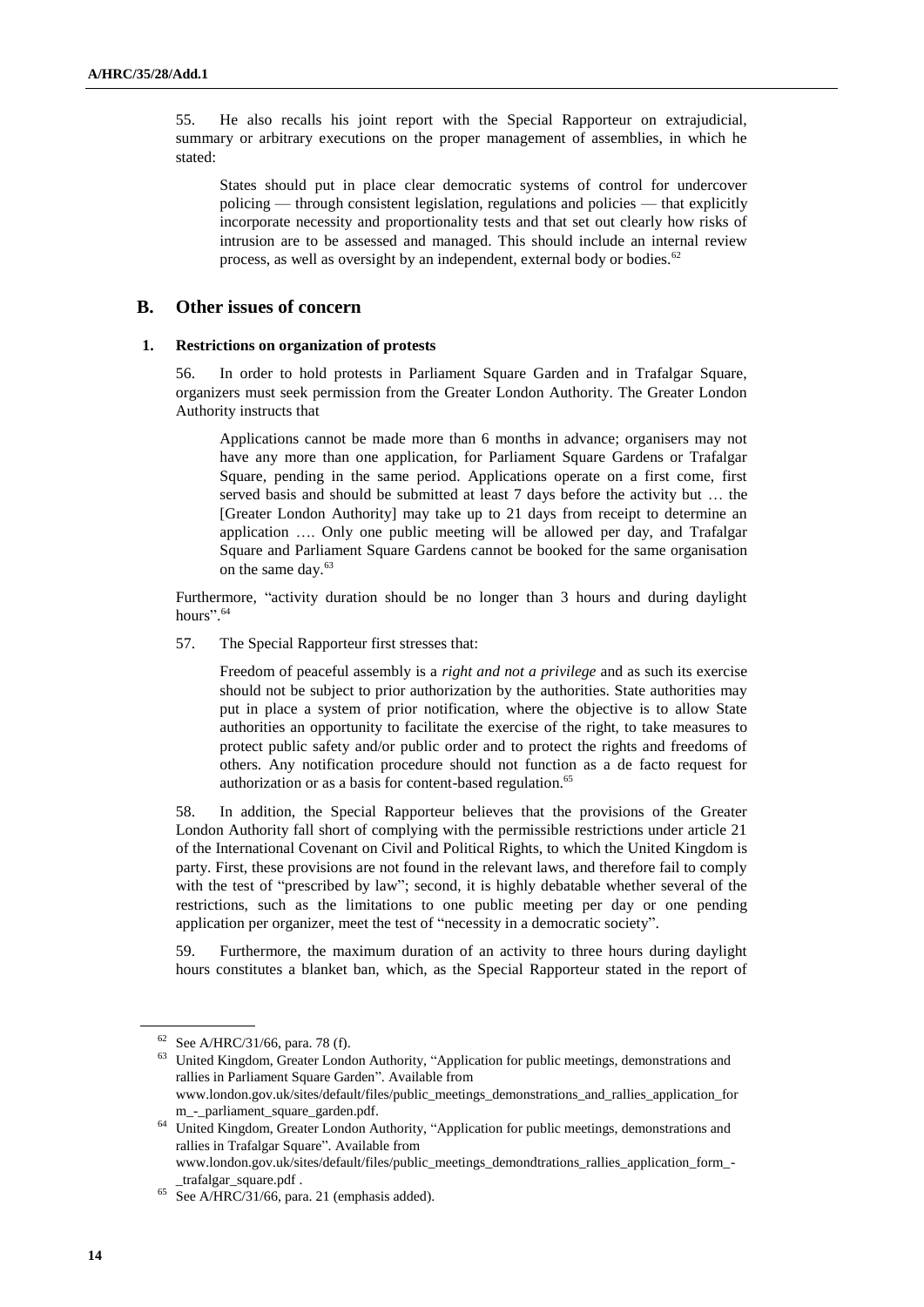55. He also recalls his joint report with the Special Rapporteur on extrajudicial, summary or arbitrary executions on the proper management of assemblies, in which he stated:

> States should put in place clear democratic systems of control for undercover policing — through consistent legislation, regulations and policies — that explicitly incorporate necessity and proportionality tests and that set out clearly how risks of intrusion are to be assessed and managed. This should include an internal review process, as well as oversight by an independent, external body or bodies.[62]

## B. Other issues of concern

### 1. Restrictions on organization of protests

56. In order to hold protests in Parliament Square Garden and in Trafalgar Square, organizers must seek permission from the Greater London Authority. The Greater London Authority instructs that

> Applications cannot be made more than 6 months in advance; organisers may not have any more than one application, for Parliament Square Gardens or Trafalgar Square, pending in the same period. Applications operate on a first come, first served basis and should be submitted at least 7 days before the activity but … the [Greater London Authority] may take up to 21 days from receipt to determine an application …. Only one public meeting will be allowed per day, and Trafalgar Square and Parliament Square Gardens cannot be booked for the same organisation on the same day.[63]

Furthermore, "activity duration should be no longer than 3 hours and during daylight hours".[64]

57. The Special Rapporteur first stresses that:

> Freedom of peaceful assembly is a *right and not a privilege* and as such its exercise should not be subject to prior authorization by the authorities. State authorities may put in place a system of prior notification, where the objective is to allow State authorities an opportunity to facilitate the exercise of the right, to take measures to protect public safety and/or public order and to protect the rights and freedoms of others. Any notification procedure should not function as a de facto request for authorization or as a basis for content-based regulation.[65]

58. In addition, the Special Rapporteur believes that the provisions of the Greater London Authority fall short of complying with the permissible restrictions under article 21 of the International Covenant on Civil and Political Rights, to which the United Kingdom is party. First, these provisions are not found in the relevant laws, and therefore fail to comply with the test of "prescribed by law"; second, it is highly debatable whether several of the restrictions, such as the limitations to one public meeting per day or one pending application per organizer, meet the test of "necessity in a democratic society".

59. Furthermore, the maximum duration of an activity to three hours during daylight hours constitutes a blanket ban, which, as the Special Rapporteur stated in the report of

---

[62] See A/HRC/31/66, para. 78 (f).

[63] United Kingdom, Greater London Authority, "Application for public meetings, demonstrations and rallies in Parliament Square Garden". Available from www.london.gov.uk/sites/default/files/public_meetings_demonstrations_and_rallies_application_form_-_parliament_square_garden.pdf.

[64] United Kingdom, Greater London Authority, "Application for public meetings, demonstrations and rallies in Trafalgar Square". Available from www.london.gov.uk/sites/default/files/public_meetings_demondtrations_rallies_application_form_-_trafalgar_square.pdf .

[65] See A/HRC/31/66, para. 21 (emphasis added).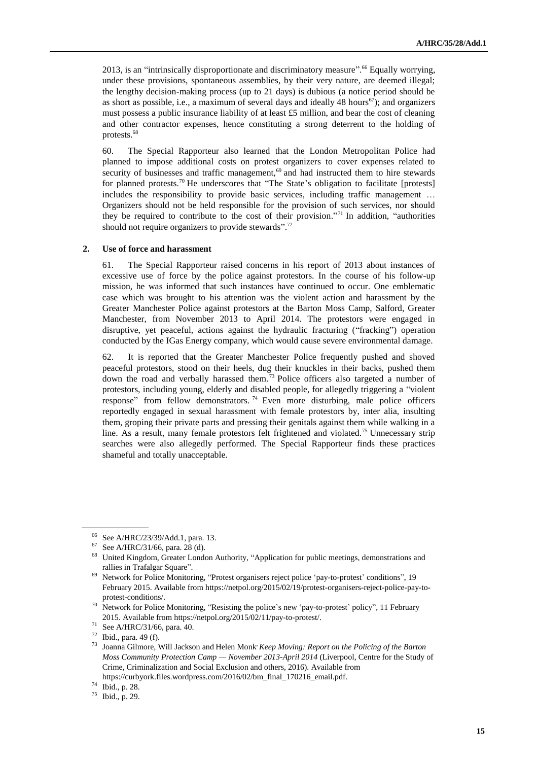2013, is an "intrinsically disproportionate and discriminatory measure".[66] Equally worrying, under these provisions, spontaneous assemblies, by their very nature, are deemed illegal; the lengthy decision-making process (up to 21 days) is dubious (a notice period should be as short as possible, i.e., a maximum of several days and ideally 48 hours[67]); and organizers must possess a public insurance liability of at least £5 million, and bear the cost of cleaning and other contractor expenses, hence constituting a strong deterrent to the holding of protests.[68]

60. The Special Rapporteur also learned that the London Metropolitan Police had planned to impose additional costs on protest organizers to cover expenses related to security of businesses and traffic management,[69] and had instructed them to hire stewards for planned protests.[70] He underscores that "The State's obligation to facilitate [protests] includes the responsibility to provide basic services, including traffic management … Organizers should not be held responsible for the provision of such services, nor should they be required to contribute to the cost of their provision."[71] In addition, "authorities should not require organizers to provide stewards".[72]

### 2. Use of force and harassment

61. The Special Rapporteur raised concerns in his report of 2013 about instances of excessive use of force by the police against protestors. In the course of his follow-up mission, he was informed that such instances have continued to occur. One emblematic case which was brought to his attention was the violent action and harassment by the Greater Manchester Police against protestors at the Barton Moss Camp, Salford, Greater Manchester, from November 2013 to April 2014. The protestors were engaged in disruptive, yet peaceful, actions against the hydraulic fracturing ("fracking") operation conducted by the IGas Energy company, which would cause severe environmental damage.

62. It is reported that the Greater Manchester Police frequently pushed and shoved peaceful protestors, stood on their heels, dug their knuckles in their backs, pushed them down the road and verbally harassed them.[73] Police officers also targeted a number of protestors, including young, elderly and disabled people, for allegedly triggering a "violent response" from fellow demonstrators.[74] Even more disturbing, male police officers reportedly engaged in sexual harassment with female protestors by, inter alia, insulting them, groping their private parts and pressing their genitals against them while walking in a line. As a result, many female protestors felt frightened and violated.[75] Unnecessary strip searches were also allegedly performed. The Special Rapporteur finds these practices shameful and totally unacceptable.

---

[66] See A/HRC/23/39/Add.1, para. 13.

[67] See A/HRC/31/66, para. 28 (d).

[68] United Kingdom, Greater London Authority, "Application for public meetings, demonstrations and rallies in Trafalgar Square".

[69] Network for Police Monitoring, "Protest organisers reject police 'pay-to-protest' conditions", 19 February 2015. Available from https://netpol.org/2015/02/19/protest-organisers-reject-police-pay-to-protest-conditions/.

[70] Network for Police Monitoring, "Resisting the police's new 'pay-to-protest' policy", 11 February 2015. Available from https://netpol.org/2015/02/11/pay-to-protest/.

[71] See A/HRC/31/66, para. 40.

[72] Ibid., para. 49 (f).

[73] Joanna Gilmore, Will Jackson and Helen Monk *Keep Moving: Report on the Policing of the Barton Moss Community Protection Camp — November 2013-April 2014* (Liverpool, Centre for the Study of Crime, Criminalization and Social Exclusion and others, 2016). Available from https://curbyork.files.wordpress.com/2016/02/bm_final_170216_email.pdf.

[74] Ibid., p. 28.

[75] Ibid., p. 29.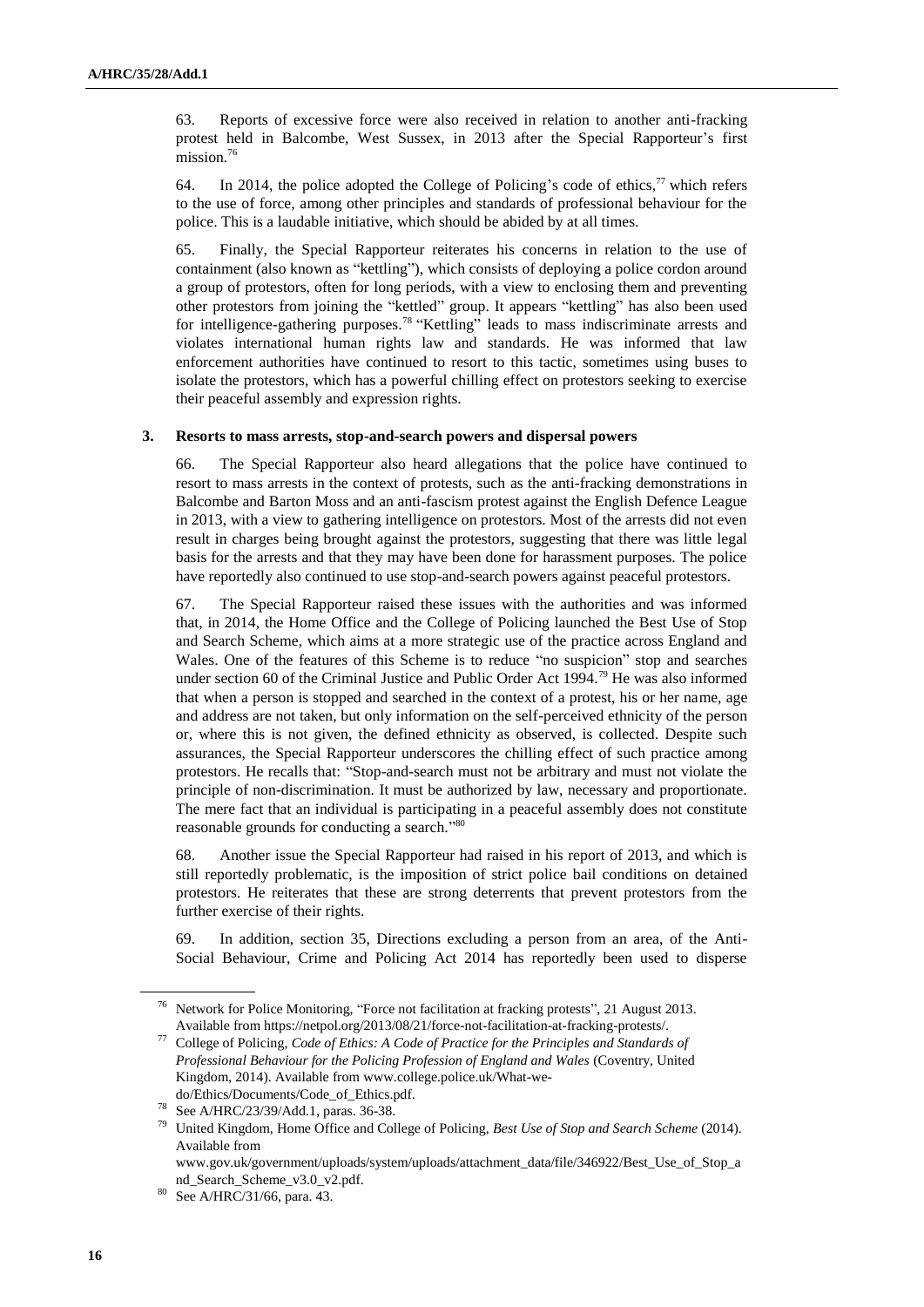63. Reports of excessive force were also received in relation to another anti-fracking protest held in Balcombe, West Sussex, in 2013 after the Special Rapporteur's first mission.[76]

64. In 2014, the police adopted the College of Policing's code of ethics,[77] which refers to the use of force, among other principles and standards of professional behaviour for the police. This is a laudable initiative, which should be abided by at all times.

65. Finally, the Special Rapporteur reiterates his concerns in relation to the use of containment (also known as "kettling"), which consists of deploying a police cordon around a group of protestors, often for long periods, with a view to enclosing them and preventing other protestors from joining the "kettled" group. It appears "kettling" has also been used for intelligence-gathering purposes.[78] "Kettling" leads to mass indiscriminate arrests and violates international human rights law and standards. He was informed that law enforcement authorities have continued to resort to this tactic, sometimes using buses to isolate the protestors, which has a powerful chilling effect on protestors seeking to exercise their peaceful assembly and expression rights.

### 3. Resorts to mass arrests, stop-and-search powers and dispersal powers

66. The Special Rapporteur also heard allegations that the police have continued to resort to mass arrests in the context of protests, such as the anti-fracking demonstrations in Balcombe and Barton Moss and an anti-fascism protest against the English Defence League in 2013, with a view to gathering intelligence on protestors. Most of the arrests did not even result in charges being brought against the protestors, suggesting that there was little legal basis for the arrests and that they may have been done for harassment purposes. The police have reportedly also continued to use stop-and-search powers against peaceful protestors.

67. The Special Rapporteur raised these issues with the authorities and was informed that, in 2014, the Home Office and the College of Policing launched the Best Use of Stop and Search Scheme, which aims at a more strategic use of the practice across England and Wales. One of the features of this Scheme is to reduce "no suspicion" stop and searches under section 60 of the Criminal Justice and Public Order Act 1994.[79] He was also informed that when a person is stopped and searched in the context of a protest, his or her name, age and address are not taken, but only information on the self-perceived ethnicity of the person or, where this is not given, the defined ethnicity as observed, is collected. Despite such assurances, the Special Rapporteur underscores the chilling effect of such practice among protestors. He recalls that: "Stop-and-search must not be arbitrary and must not violate the principle of non-discrimination. It must be authorized by law, necessary and proportionate. The mere fact that an individual is participating in a peaceful assembly does not constitute reasonable grounds for conducting a search."[80]

68. Another issue the Special Rapporteur had raised in his report of 2013, and which is still reportedly problematic, is the imposition of strict police bail conditions on detained protestors. He reiterates that these are strong deterrents that prevent protestors from the further exercise of their rights.

69. In addition, section 35, Directions excluding a person from an area, of the Anti-Social Behaviour, Crime and Policing Act 2014 has reportedly been used to disperse

---

[76] Network for Police Monitoring, "Force not facilitation at fracking protests", 21 August 2013. Available from https://netpol.org/2013/08/21/force-not-facilitation-at-fracking-protests/.

[77] College of Policing, *Code of Ethics: A Code of Practice for the Principles and Standards of Professional Behaviour for the Policing Profession of England and Wales* (Coventry, United Kingdom, 2014). Available from www.college.police.uk/What-we-do/Ethics/Documents/Code_of_Ethics.pdf.

[78] See A/HRC/23/39/Add.1, paras. 36-38.

[79] United Kingdom, Home Office and College of Policing, *Best Use of Stop and Search Scheme* (2014). Available from www.gov.uk/government/uploads/system/uploads/attachment_data/file/346922/Best_Use_of_Stop_and_Search_Scheme_v3.0_v2.pdf.

[80] See A/HRC/31/66, para. 43.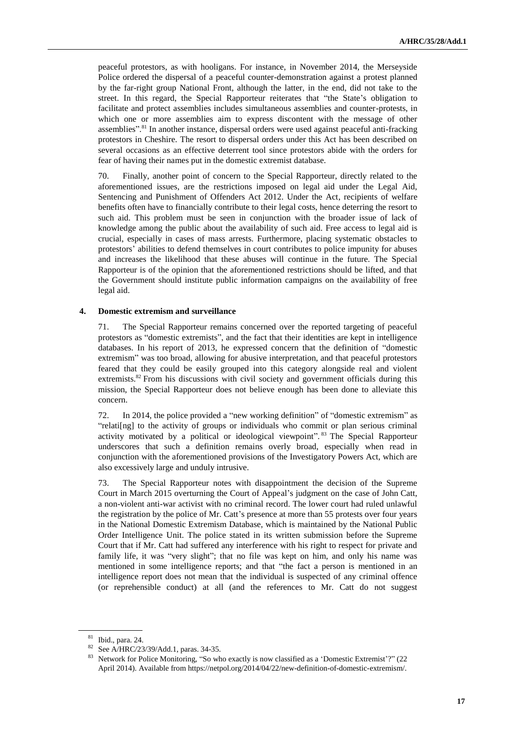peaceful protestors, as with hooligans. For instance, in November 2014, the Merseyside Police ordered the dispersal of a peaceful counter-demonstration against a protest planned by the far-right group National Front, although the latter, in the end, did not take to the street. In this regard, the Special Rapporteur reiterates that "the State's obligation to facilitate and protect assemblies includes simultaneous assemblies and counter-protests, in which one or more assemblies aim to express discontent with the message of other assemblies".[81] In another instance, dispersal orders were used against peaceful anti-fracking protestors in Cheshire. The resort to dispersal orders under this Act has been described on several occasions as an effective deterrent tool since protestors abide with the orders for fear of having their names put in the domestic extremist database.

70. Finally, another point of concern to the Special Rapporteur, directly related to the aforementioned issues, are the restrictions imposed on legal aid under the Legal Aid, Sentencing and Punishment of Offenders Act 2012. Under the Act, recipients of welfare benefits often have to financially contribute to their legal costs, hence deterring the resort to such aid. This problem must be seen in conjunction with the broader issue of lack of knowledge among the public about the availability of such aid. Free access to legal aid is crucial, especially in cases of mass arrests. Furthermore, placing systematic obstacles to protestors' abilities to defend themselves in court contributes to police impunity for abuses and increases the likelihood that these abuses will continue in the future. The Special Rapporteur is of the opinion that the aforementioned restrictions should be lifted, and that the Government should institute public information campaigns on the availability of free legal aid.

#### 4. Domestic extremism and surveillance

71. The Special Rapporteur remains concerned over the reported targeting of peaceful protestors as "domestic extremists", and the fact that their identities are kept in intelligence databases. In his report of 2013, he expressed concern that the definition of "domestic extremism" was too broad, allowing for abusive interpretation, and that peaceful protestors feared that they could be easily grouped into this category alongside real and violent extremists.[82] From his discussions with civil society and government officials during this mission, the Special Rapporteur does not believe enough has been done to alleviate this concern.

72. In 2014, the police provided a "new working definition" of "domestic extremism" as "relati[ng] to the activity of groups or individuals who commit or plan serious criminal activity motivated by a political or ideological viewpoint".[83] The Special Rapporteur underscores that such a definition remains overly broad, especially when read in conjunction with the aforementioned provisions of the Investigatory Powers Act, which are also excessively large and unduly intrusive.

73. The Special Rapporteur notes with disappointment the decision of the Supreme Court in March 2015 overturning the Court of Appeal's judgment on the case of John Catt, a non-violent anti-war activist with no criminal record. The lower court had ruled unlawful the registration by the police of Mr. Catt's presence at more than 55 protests over four years in the National Domestic Extremism Database, which is maintained by the National Public Order Intelligence Unit. The police stated in its written submission before the Supreme Court that if Mr. Catt had suffered any interference with his right to respect for private and family life, it was "very slight"; that no file was kept on him, and only his name was mentioned in some intelligence reports; and that "the fact a person is mentioned in an intelligence report does not mean that the individual is suspected of any criminal offence (or reprehensible conduct) at all (and the references to Mr. Catt do not suggest

---

[81] Ibid., para. 24.

[82] See A/HRC/23/39/Add.1, paras. 34-35.

[83] Network for Police Monitoring, "So who exactly is now classified as a 'Domestic Extremist'?" (22 April 2014). Available from https://netpol.org/2014/04/22/new-definition-of-domestic-extremism/.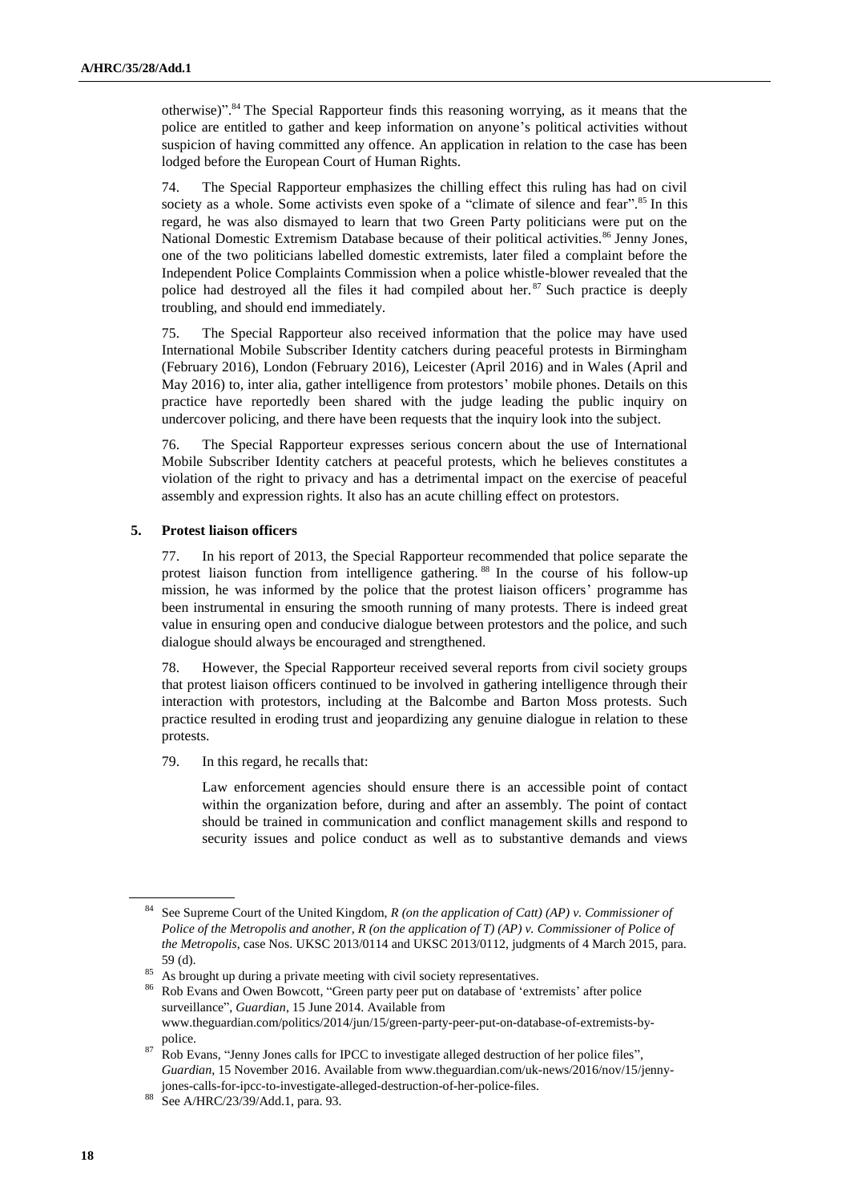otherwise)".[84] The Special Rapporteur finds this reasoning worrying, as it means that the police are entitled to gather and keep information on anyone's political activities without suspicion of having committed any offence. An application in relation to the case has been lodged before the European Court of Human Rights.

74. The Special Rapporteur emphasizes the chilling effect this ruling has had on civil society as a whole. Some activists even spoke of a "climate of silence and fear".[85] In this regard, he was also dismayed to learn that two Green Party politicians were put on the National Domestic Extremism Database because of their political activities.[86] Jenny Jones, one of the two politicians labelled domestic extremists, later filed a complaint before the Independent Police Complaints Commission when a police whistle-blower revealed that the police had destroyed all the files it had compiled about her.[87] Such practice is deeply troubling, and should end immediately.

75. The Special Rapporteur also received information that the police may have used International Mobile Subscriber Identity catchers during peaceful protests in Birmingham (February 2016), London (February 2016), Leicester (April 2016) and in Wales (April and May 2016) to, inter alia, gather intelligence from protestors' mobile phones. Details on this practice have reportedly been shared with the judge leading the public inquiry on undercover policing, and there have been requests that the inquiry look into the subject.

76. The Special Rapporteur expresses serious concern about the use of International Mobile Subscriber Identity catchers at peaceful protests, which he believes constitutes a violation of the right to privacy and has a detrimental impact on the exercise of peaceful assembly and expression rights. It also has an acute chilling effect on protestors.

### 5. Protest liaison officers

77. In his report of 2013, the Special Rapporteur recommended that police separate the protest liaison function from intelligence gathering.[88] In the course of his follow-up mission, he was informed by the police that the protest liaison officers' programme has been instrumental in ensuring the smooth running of many protests. There is indeed great value in ensuring open and conducive dialogue between protestors and the police, and such dialogue should always be encouraged and strengthened.

78. However, the Special Rapporteur received several reports from civil society groups that protest liaison officers continued to be involved in gathering intelligence through their interaction with protestors, including at the Balcombe and Barton Moss protests. Such practice resulted in eroding trust and jeopardizing any genuine dialogue in relation to these protests.

79. In this regard, he recalls that:

> Law enforcement agencies should ensure there is an accessible point of contact within the organization before, during and after an assembly. The point of contact should be trained in communication and conflict management skills and respond to security issues and police conduct as well as to substantive demands and views

---

[84] See Supreme Court of the United Kingdom, *R (on the application of Catt) (AP) v. Commissioner of Police of the Metropolis and another, R (on the application of T) (AP) v. Commissioner of Police of the Metropolis*, case Nos. UKSC 2013/0114 and UKSC 2013/0112, judgments of 4 March 2015, para. 59 (d).

[85] As brought up during a private meeting with civil society representatives.

[86] Rob Evans and Owen Bowcott, "Green party peer put on database of 'extremists' after police surveillance", *Guardian*, 15 June 2014. Available from www.theguardian.com/politics/2014/jun/15/green-party-peer-put-on-database-of-extremists-by-police.

[87] Rob Evans, "Jenny Jones calls for IPCC to investigate alleged destruction of her police files", *Guardian*, 15 November 2016. Available from www.theguardian.com/uk-news/2016/nov/15/jenny-jones-calls-for-ipcc-to-investigate-alleged-destruction-of-her-police-files.

[88] See A/HRC/23/39/Add.1, para. 93.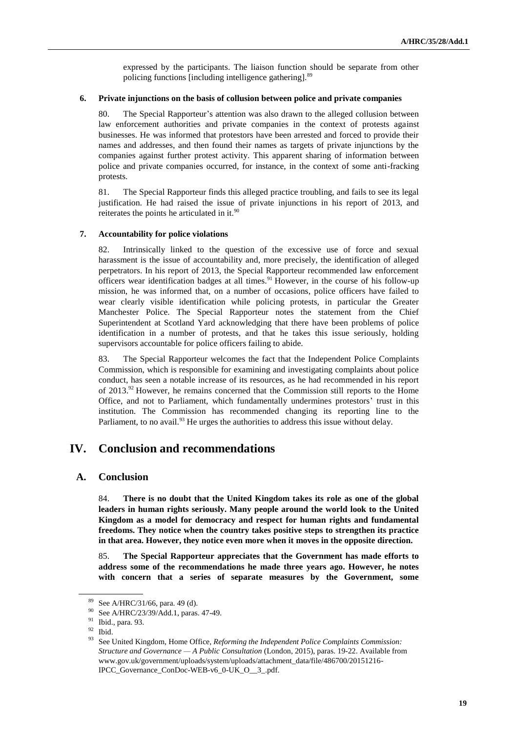expressed by the participants. The liaison function should be separate from other policing functions [including intelligence gathering].[89]

### 6. Private injunctions on the basis of collusion between police and private companies

80. The Special Rapporteur's attention was also drawn to the alleged collusion between law enforcement authorities and private companies in the context of protests against businesses. He was informed that protestors have been arrested and forced to provide their names and addresses, and then found their names as targets of private injunctions by the companies against further protest activity. This apparent sharing of information between police and private companies occurred, for instance, in the context of some anti-fracking protests.

81. The Special Rapporteur finds this alleged practice troubling, and fails to see its legal justification. He had raised the issue of private injunctions in his report of 2013, and reiterates the points he articulated in it.[90]

### 7. Accountability for police violations

82. Intrinsically linked to the question of the excessive use of force and sexual harassment is the issue of accountability and, more precisely, the identification of alleged perpetrators. In his report of 2013, the Special Rapporteur recommended law enforcement officers wear identification badges at all times.[91] However, in the course of his follow-up mission, he was informed that, on a number of occasions, police officers have failed to wear clearly visible identification while policing protests, in particular the Greater Manchester Police. The Special Rapporteur notes the statement from the Chief Superintendent at Scotland Yard acknowledging that there have been problems of police identification in a number of protests, and that he takes this issue seriously, holding supervisors accountable for police officers failing to abide.

83. The Special Rapporteur welcomes the fact that the Independent Police Complaints Commission, which is responsible for examining and investigating complaints about police conduct, has seen a notable increase of its resources, as he had recommended in his report of 2013.[92] However, he remains concerned that the Commission still reports to the Home Office, and not to Parliament, which fundamentally undermines protestors' trust in this institution. The Commission has recommended changing its reporting line to the Parliament, to no avail.[93] He urges the authorities to address this issue without delay.

# IV. Conclusion and recommendations

## A. Conclusion

84. **There is no doubt that the United Kingdom takes its role as one of the global leaders in human rights seriously. Many people around the world look to the United Kingdom as a model for democracy and respect for human rights and fundamental freedoms. They notice when the country takes positive steps to strengthen its practice in that area. However, they notice even more when it moves in the opposite direction.**

85. **The Special Rapporteur appreciates that the Government has made efforts to address some of the recommendations he made three years ago. However, he notes with concern that a series of separate measures by the Government, some**

---

[89] See A/HRC/31/66, para. 49 (d).

[90] See A/HRC/23/39/Add.1, paras. 47-49.

[91] Ibid., para. 93.

[92] Ibid.

[93] See United Kingdom, Home Office, *Reforming the Independent Police Complaints Commission: Structure and Governance — A Public Consultation* (London, 2015), paras. 19-22. Available from www.gov.uk/government/uploads/system/uploads/attachment_data/file/486700/20151216-IPCC_Governance_ConDoc-WEB-v6_0-UK_O__3_.pdf.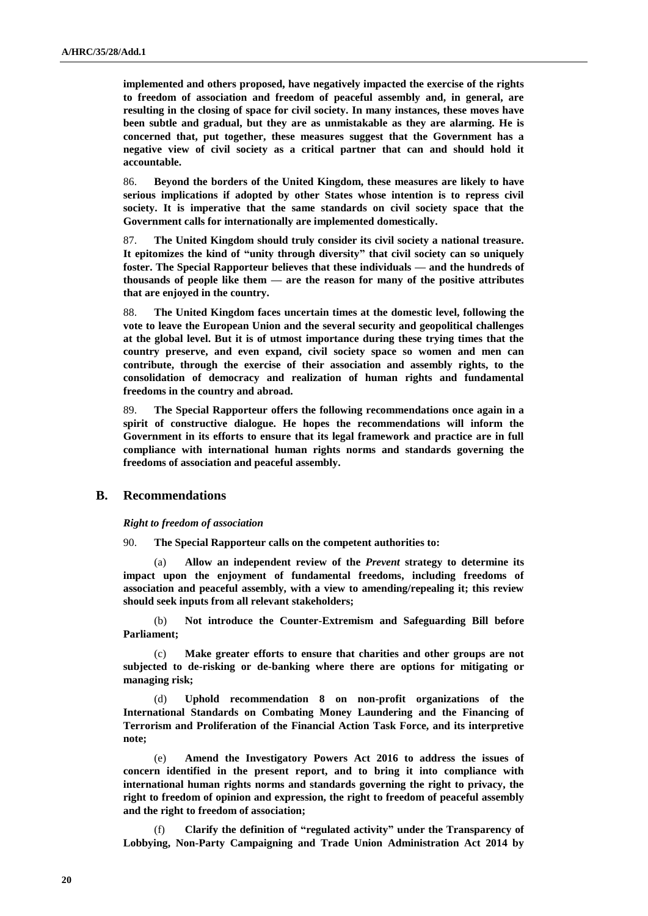**implemented and others proposed, have negatively impacted the exercise of the rights to freedom of association and freedom of peaceful assembly and, in general, are resulting in the closing of space for civil society. In many instances, these moves have been subtle and gradual, but they are as unmistakable as they are alarming. He is concerned that, put together, these measures suggest that the Government has a negative view of civil society as a critical partner that can and should hold it accountable.**

86. **Beyond the borders of the United Kingdom, these measures are likely to have serious implications if adopted by other States whose intention is to repress civil society. It is imperative that the same standards on civil society space that the Government calls for internationally are implemented domestically.**

87. **The United Kingdom should truly consider its civil society a national treasure. It epitomizes the kind of "unity through diversity" that civil society can so uniquely foster. The Special Rapporteur believes that these individuals — and the hundreds of thousands of people like them — are the reason for many of the positive attributes that are enjoyed in the country.**

88. **The United Kingdom faces uncertain times at the domestic level, following the vote to leave the European Union and the several security and geopolitical challenges at the global level. But it is of utmost importance during these trying times that the country preserve, and even expand, civil society space so women and men can contribute, through the exercise of their association and assembly rights, to the consolidation of democracy and realization of human rights and fundamental freedoms in the country and abroad.**

89. **The Special Rapporteur offers the following recommendations once again in a spirit of constructive dialogue. He hopes the recommendations will inform the Government in its efforts to ensure that its legal framework and practice are in full compliance with international human rights norms and standards governing the freedoms of association and peaceful assembly.**

## B. Recommendations

***Right to freedom of association***

90. **The Special Rapporteur calls on the competent authorities to:**

(a) **Allow an independent review of the *Prevent* strategy to determine its impact upon the enjoyment of fundamental freedoms, including freedoms of association and peaceful assembly, with a view to amending/repealing it; this review should seek inputs from all relevant stakeholders;**

(b) **Not introduce the Counter-Extremism and Safeguarding Bill before Parliament;**

(c) **Make greater efforts to ensure that charities and other groups are not subjected to de-risking or de-banking where there are options for mitigating or managing risk;**

(d) **Uphold recommendation 8 on non-profit organizations of the International Standards on Combating Money Laundering and the Financing of Terrorism and Proliferation of the Financial Action Task Force, and its interpretive note;**

(e) **Amend the Investigatory Powers Act 2016 to address the issues of concern identified in the present report, and to bring it into compliance with international human rights norms and standards governing the right to privacy, the right to freedom of opinion and expression, the right to freedom of peaceful assembly and the right to freedom of association;**

(f) **Clarify the definition of "regulated activity" under the Transparency of Lobbying, Non-Party Campaigning and Trade Union Administration Act 2014 by**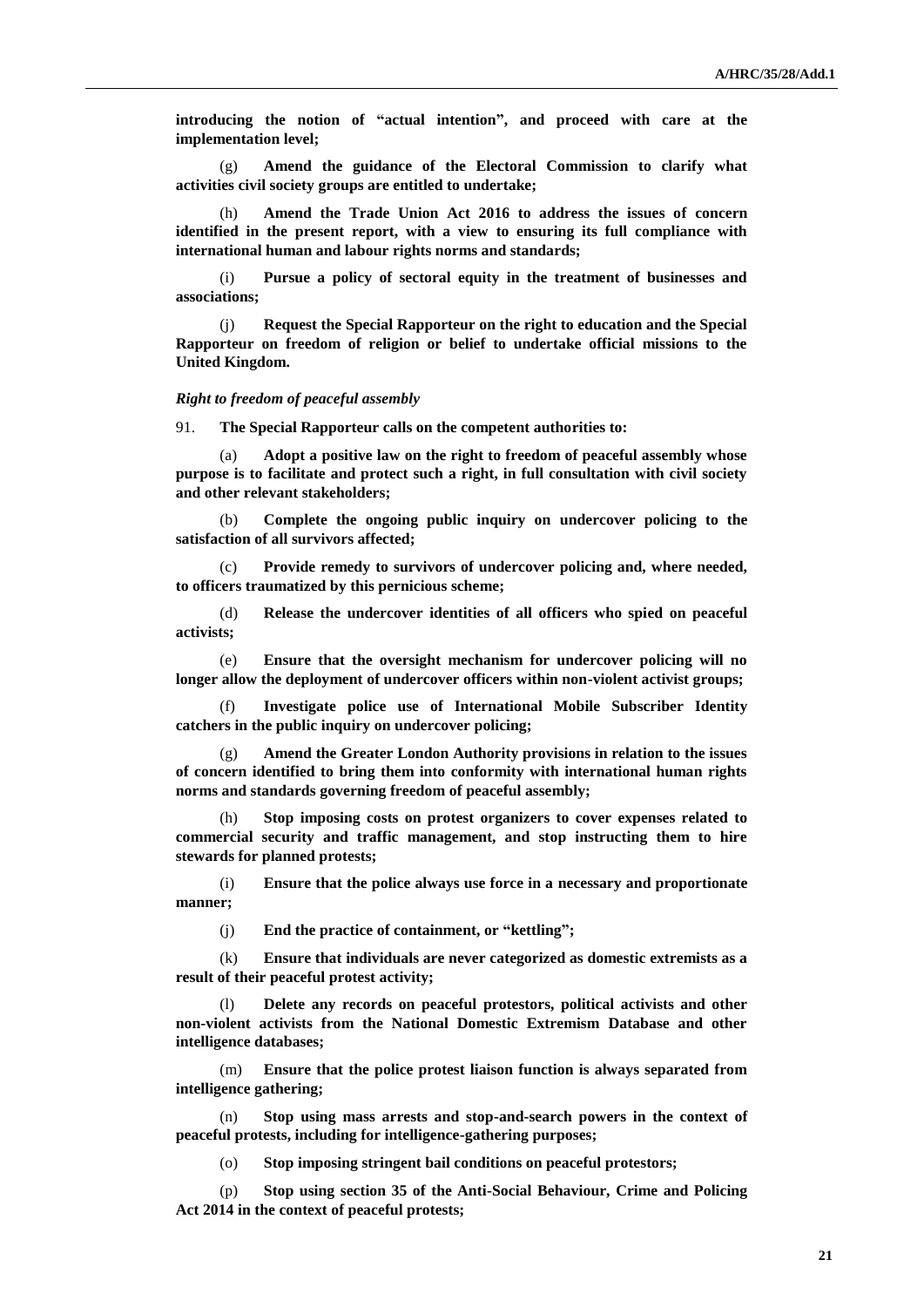**introducing the notion of "actual intention", and proceed with care at the implementation level;**

(g) **Amend the guidance of the Electoral Commission to clarify what activities civil society groups are entitled to undertake;**

(h) **Amend the Trade Union Act 2016 to address the issues of concern identified in the present report, with a view to ensuring its full compliance with international human and labour rights norms and standards;**

(i) **Pursue a policy of sectoral equity in the treatment of businesses and associations;**

(j) **Request the Special Rapporteur on the right to education and the Special Rapporteur on freedom of religion or belief to undertake official missions to the United Kingdom.**

***Right to freedom of peaceful assembly***

91. **The Special Rapporteur calls on the competent authorities to:**

(a) **Adopt a positive law on the right to freedom of peaceful assembly whose purpose is to facilitate and protect such a right, in full consultation with civil society and other relevant stakeholders;**

(b) **Complete the ongoing public inquiry on undercover policing to the satisfaction of all survivors affected;**

(c) **Provide remedy to survivors of undercover policing and, where needed, to officers traumatized by this pernicious scheme;**

(d) **Release the undercover identities of all officers who spied on peaceful activists;**

(e) **Ensure that the oversight mechanism for undercover policing will no longer allow the deployment of undercover officers within non-violent activist groups;**

(f) **Investigate police use of International Mobile Subscriber Identity catchers in the public inquiry on undercover policing;**

(g) **Amend the Greater London Authority provisions in relation to the issues of concern identified to bring them into conformity with international human rights norms and standards governing freedom of peaceful assembly;**

(h) **Stop imposing costs on protest organizers to cover expenses related to commercial security and traffic management, and stop instructing them to hire stewards for planned protests;**

(i) **Ensure that the police always use force in a necessary and proportionate manner;**

(j) **End the practice of containment, or "kettling";**

(k) **Ensure that individuals are never categorized as domestic extremists as a result of their peaceful protest activity;**

(l) **Delete any records on peaceful protestors, political activists and other non-violent activists from the National Domestic Extremism Database and other intelligence databases;**

(m) **Ensure that the police protest liaison function is always separated from intelligence gathering;**

(n) **Stop using mass arrests and stop-and-search powers in the context of peaceful protests, including for intelligence-gathering purposes;**

(o) **Stop imposing stringent bail conditions on peaceful protestors;**

(p) **Stop using section 35 of the Anti-Social Behaviour, Crime and Policing Act 2014 in the context of peaceful protests;**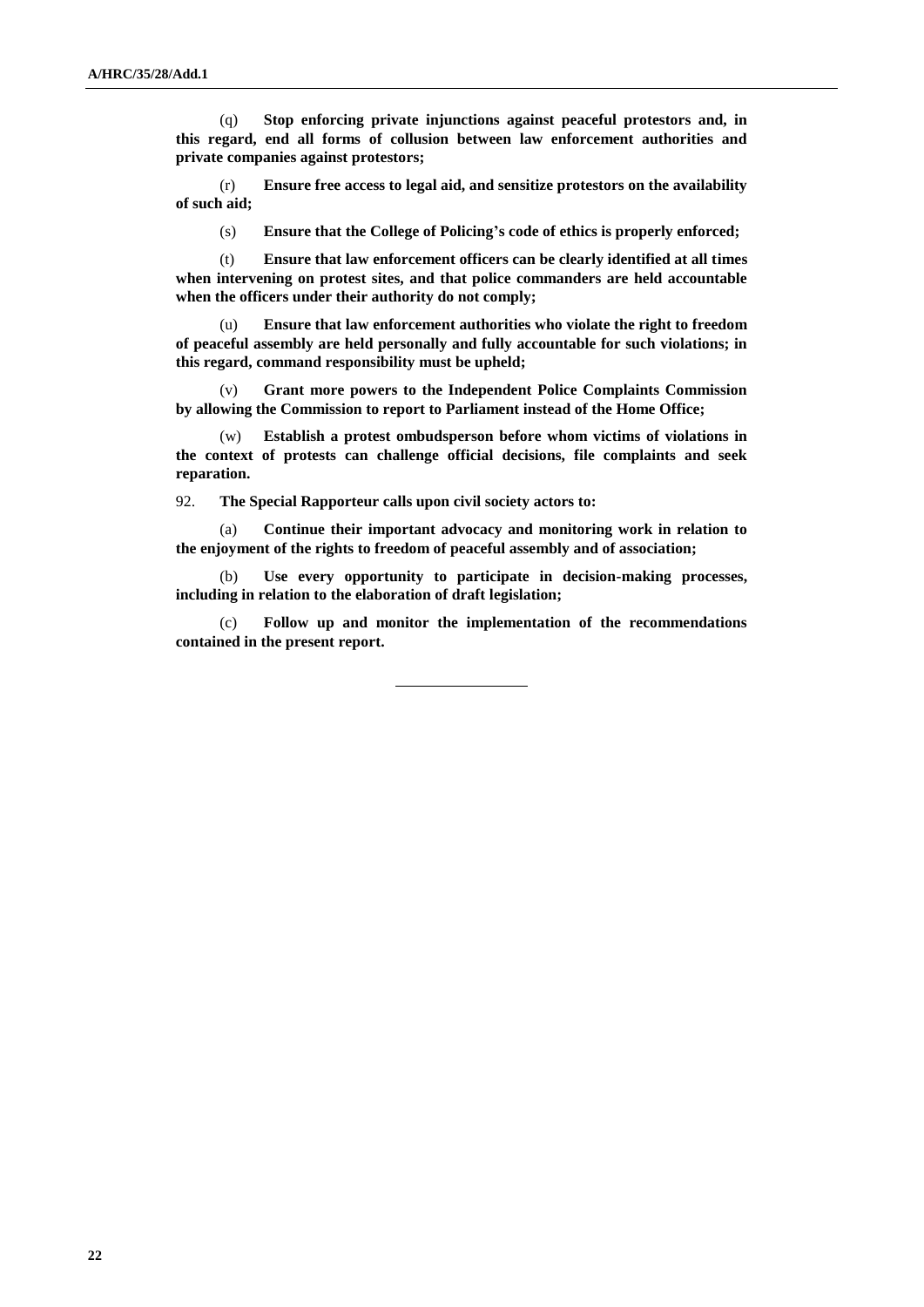(q) **Stop enforcing private injunctions against peaceful protestors and, in this regard, end all forms of collusion between law enforcement authorities and private companies against protestors;**

(r) **Ensure free access to legal aid, and sensitize protestors on the availability of such aid;**

(s) **Ensure that the College of Policing's code of ethics is properly enforced;**

(t) **Ensure that law enforcement officers can be clearly identified at all times when intervening on protest sites, and that police commanders are held accountable when the officers under their authority do not comply;**

(u) **Ensure that law enforcement authorities who violate the right to freedom of peaceful assembly are held personally and fully accountable for such violations; in this regard, command responsibility must be upheld;**

(v) **Grant more powers to the Independent Police Complaints Commission by allowing the Commission to report to Parliament instead of the Home Office;**

(w) **Establish a protest ombudsperson before whom victims of violations in the context of protests can challenge official decisions, file complaints and seek reparation.**

92. **The Special Rapporteur calls upon civil society actors to:**

(a) **Continue their important advocacy and monitoring work in relation to the enjoyment of the rights to freedom of peaceful assembly and of association;**

(b) **Use every opportunity to participate in decision-making processes, including in relation to the elaboration of draft legislation;**

(c) **Follow up and monitor the implementation of the recommendations contained in the present report.**